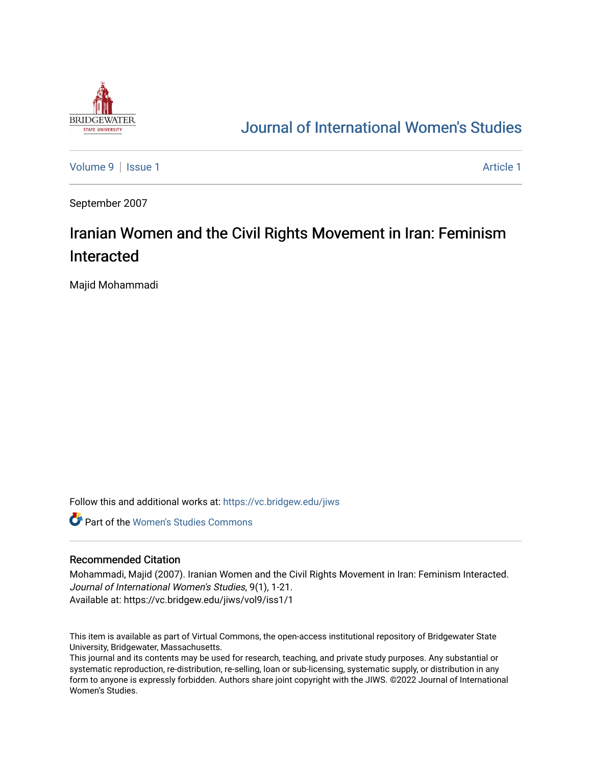# Journal of International Women's Studies

Volume 9 | Issue 1 Article 1

September 2007

## Iranian Women and the Civil Rights Movement in Iran: Feminism Interacted

Majid Mohammadi

Follow this and additional works at: https://vc.bridgew.edu/jiws

Part of the Women's Studies Commons

### Recommended Citation

Mohammadi, Majid (2007). Iranian Women and the Civil Rights Movement in Iran: Feminism Interacted. *Journal of International Women's Studies*, 9(1), 1-21.
Available at: https://vc.bridgew.edu/jiws/vol9/iss1/1

This item is available as part of Virtual Commons, the open-access institutional repository of Bridgewater State University, Bridgewater, Massachusetts.
This journal and its contents may be used for research, teaching, and private study purposes. Any substantial or systematic reproduction, re-distribution, re-selling, loan or sub-licensing, systematic supply, or distribution in any form to anyone is expressly forbidden. Authors share joint copyright with the JIWS. ©2022 Journal of International Women's Studies.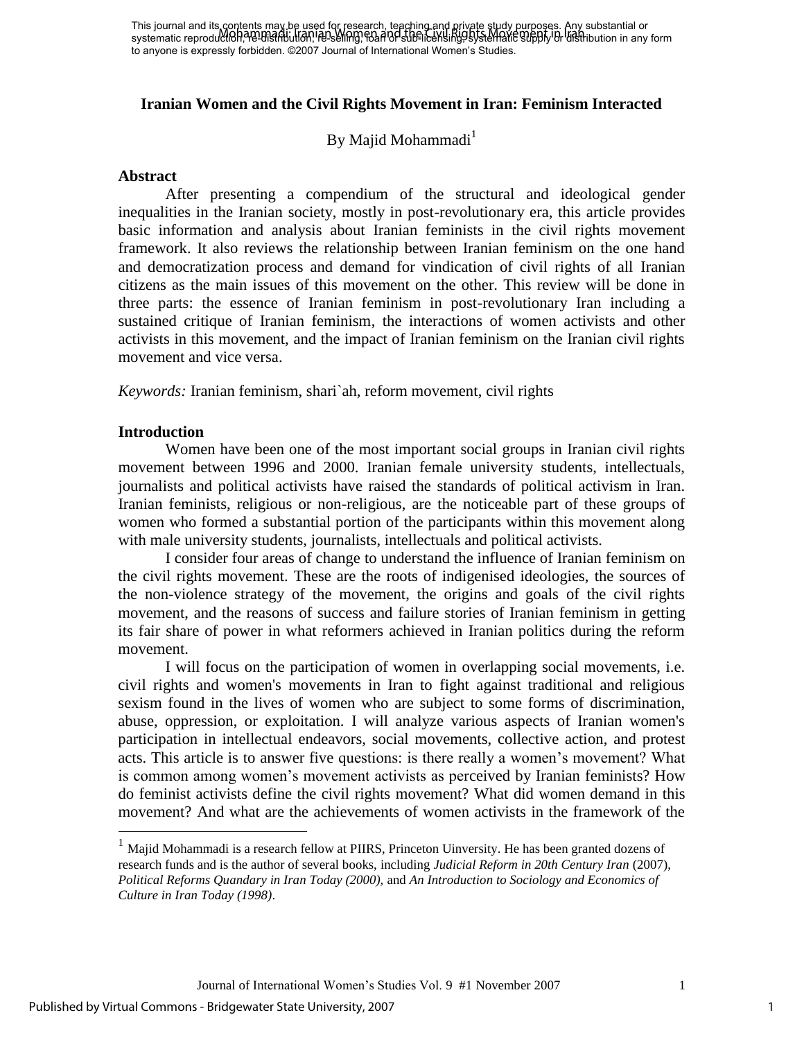# Iranian Women and the Civil Rights Movement in Iran: Feminism Interacted

By Majid Mohammadi[1]

## Abstract

After presenting a compendium of the structural and ideological gender inequalities in the Iranian society, mostly in post-revolutionary era, this article provides basic information and analysis about Iranian feminists in the civil rights movement framework. It also reviews the relationship between Iranian feminism on the one hand and democratization process and demand for vindication of civil rights of all Iranian citizens as the main issues of this movement on the other. This review will be done in three parts: the essence of Iranian feminism in post-revolutionary Iran including a sustained critique of Iranian feminism, the interactions of women activists and other activists in this movement, and the impact of Iranian feminism on the Iranian civil rights movement and vice versa.

*Keywords:* Iranian feminism, shari`ah, reform movement, civil rights

## Introduction

Women have been one of the most important social groups in Iranian civil rights movement between 1996 and 2000. Iranian female university students, intellectuals, journalists and political activists have raised the standards of political activism in Iran. Iranian feminists, religious or non-religious, are the noticeable part of these groups of women who formed a substantial portion of the participants within this movement along with male university students, journalists, intellectuals and political activists.

I consider four areas of change to understand the influence of Iranian feminism on the civil rights movement. These are the roots of indigenised ideologies, the sources of the non-violence strategy of the movement, the origins and goals of the civil rights movement, and the reasons of success and failure stories of Iranian feminism in getting its fair share of power in what reformers achieved in Iranian politics during the reform movement.

I will focus on the participation of women in overlapping social movements, i.e. civil rights and women's movements in Iran to fight against traditional and religious sexism found in the lives of women who are subject to some forms of discrimination, abuse, oppression, or exploitation. I will analyze various aspects of Iranian women's participation in intellectual endeavors, social movements, collective action, and protest acts. This article is to answer five questions: is there really a women's movement? What is common among women's movement activists as perceived by Iranian feminists? How do feminist activists define the civil rights movement? What did women demand in this movement? And what are the achievements of women activists in the framework of the

---

[1] Majid Mohammadi is a research fellow at PIIRS, Princeton Uinversity. He has been granted dozens of research funds and is the author of several books, including *Judicial Reform in 20th Century Iran* (2007), *Political Reforms Quandary in Iran Today (2000),* and *An Introduction to Sociology and Economics of Culture in Iran Today (1998)*.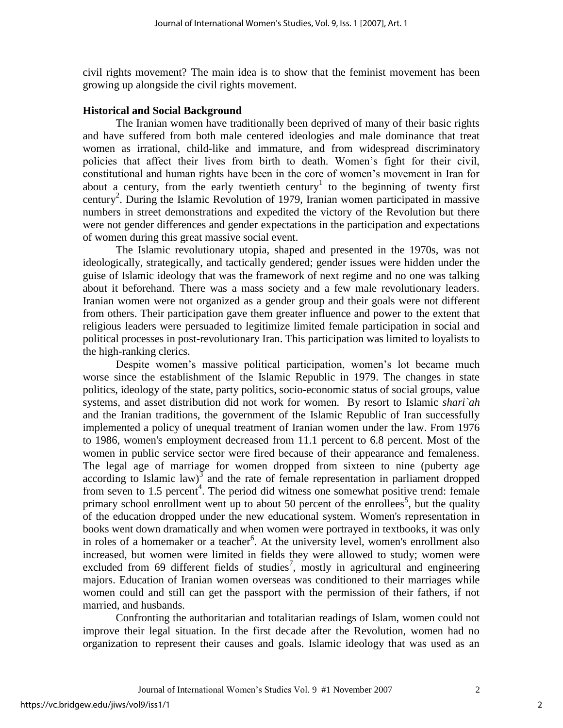civil rights movement? The main idea is to show that the feminist movement has been growing up alongside the civil rights movement.

**Historical and Social Background**

The Iranian women have traditionally been deprived of many of their basic rights and have suffered from both male centered ideologies and male dominance that treat women as irrational, child-like and immature, and from widespread discriminatory policies that affect their lives from birth to death. Women's fight for their civil, constitutional and human rights have been in the core of women's movement in Iran for about a century, from the early twentieth century[1] to the beginning of twenty first century[2]. During the Islamic Revolution of 1979, Iranian women participated in massive numbers in street demonstrations and expedited the victory of the Revolution but there were not gender differences and gender expectations in the participation and expectations of women during this great massive social event.

The Islamic revolutionary utopia, shaped and presented in the 1970s, was not ideologically, strategically, and tactically gendered; gender issues were hidden under the guise of Islamic ideology that was the framework of next regime and no one was talking about it beforehand. There was a mass society and a few male revolutionary leaders. Iranian women were not organized as a gender group and their goals were not different from others. Their participation gave them greater influence and power to the extent that religious leaders were persuaded to legitimize limited female participation in social and political processes in post-revolutionary Iran. This participation was limited to loyalists to the high-ranking clerics.

Despite women's massive political participation, women's lot became much worse since the establishment of the Islamic Republic in 1979. The changes in state politics, ideology of the state, party politics, socio-economic status of social groups, value systems, and asset distribution did not work for women. By resort to Islamic *shari`ah* and the Iranian traditions, the government of the Islamic Republic of Iran successfully implemented a policy of unequal treatment of Iranian women under the law. From 1976 to 1986, women's employment decreased from 11.1 percent to 6.8 percent. Most of the women in public service sector were fired because of their appearance and femaleness. The legal age of marriage for women dropped from sixteen to nine (puberty age according to Islamic law)[3] and the rate of female representation in parliament dropped from seven to 1.5 percent[4]. The period did witness one somewhat positive trend: female primary school enrollment went up to about 50 percent of the enrollees[5], but the quality of the education dropped under the new educational system. Women's representation in books went down dramatically and when women were portrayed in textbooks, it was only in roles of a homemaker or a teacher[6]. At the university level, women's enrollment also increased, but women were limited in fields they were allowed to study; women were excluded from 69 different fields of studies[7], mostly in agricultural and engineering majors. Education of Iranian women overseas was conditioned to their marriages while women could and still can get the passport with the permission of their fathers, if not married, and husbands.

Confronting the authoritarian and totalitarian readings of Islam, women could not improve their legal situation. In the first decade after the Revolution, women had no organization to represent their causes and goals. Islamic ideology that was used as an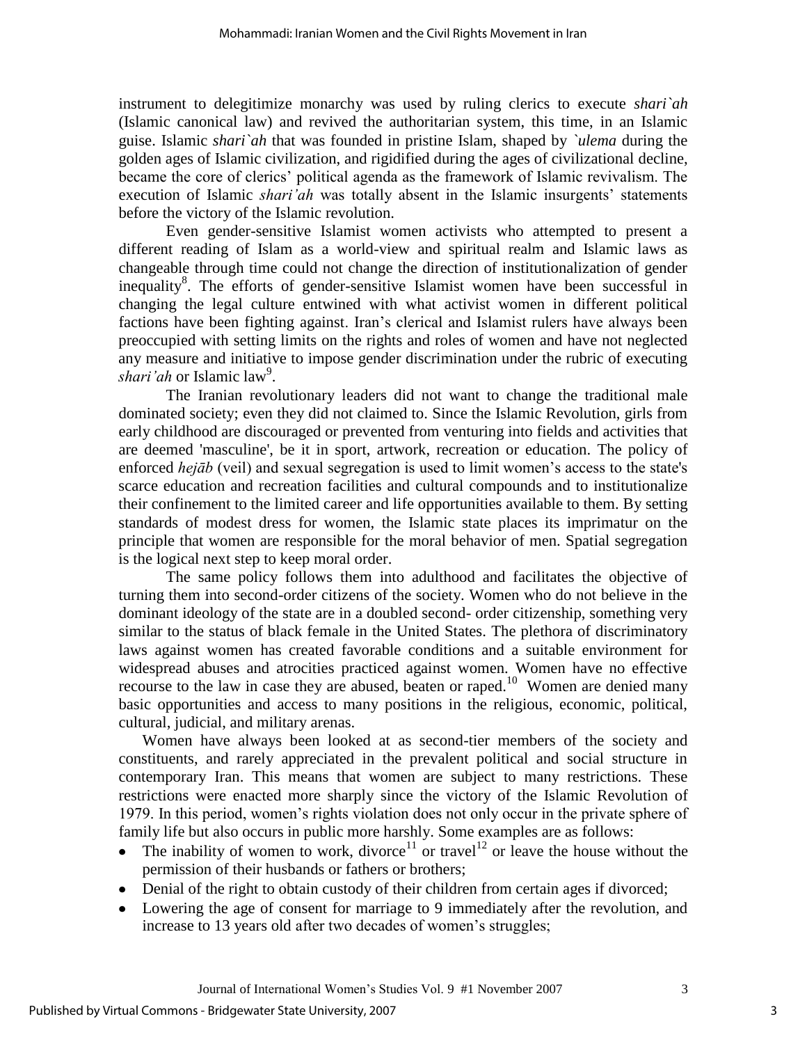instrument to delegitimize monarchy was used by ruling clerics to execute *shari`ah* (Islamic canonical law) and revived the authoritarian system, this time, in an Islamic guise. Islamic *shari`ah* that was founded in pristine Islam, shaped by *`ulema* during the golden ages of Islamic civilization, and rigidified during the ages of civilizational decline, became the core of clerics' political agenda as the framework of Islamic revivalism. The execution of Islamic *shari'ah* was totally absent in the Islamic insurgents' statements before the victory of the Islamic revolution.

Even gender-sensitive Islamist women activists who attempted to present a different reading of Islam as a world-view and spiritual realm and Islamic laws as changeable through time could not change the direction of institutionalization of gender inequality[8]. The efforts of gender-sensitive Islamist women have been successful in changing the legal culture entwined with what activist women in different political factions have been fighting against. Iran's clerical and Islamist rulers have always been preoccupied with setting limits on the rights and roles of women and have not neglected any measure and initiative to impose gender discrimination under the rubric of executing *shari'ah* or Islamic law[9].

The Iranian revolutionary leaders did not want to change the traditional male dominated society; even they did not claimed to. Since the Islamic Revolution, girls from early childhood are discouraged or prevented from venturing into fields and activities that are deemed 'masculine', be it in sport, artwork, recreation or education. The policy of enforced *hejāb* (veil) and sexual segregation is used to limit women's access to the state's scarce education and recreation facilities and cultural compounds and to institutionalize their confinement to the limited career and life opportunities available to them. By setting standards of modest dress for women, the Islamic state places its imprimatur on the principle that women are responsible for the moral behavior of men. Spatial segregation is the logical next step to keep moral order.

The same policy follows them into adulthood and facilitates the objective of turning them into second-order citizens of the society. Women who do not believe in the dominant ideology of the state are in a doubled second- order citizenship, something very similar to the status of black female in the United States. The plethora of discriminatory laws against women has created favorable conditions and a suitable environment for widespread abuses and atrocities practiced against women. Women have no effective recourse to the law in case they are abused, beaten or raped.[10] Women are denied many basic opportunities and access to many positions in the religious, economic, political, cultural, judicial, and military arenas.

Women have always been looked at as second-tier members of the society and constituents, and rarely appreciated in the prevalent political and social structure in contemporary Iran. This means that women are subject to many restrictions. These restrictions were enacted more sharply since the victory of the Islamic Revolution of 1979. In this period, women's rights violation does not only occur in the private sphere of family life but also occurs in public more harshly. Some examples are as follows:

- The inability of women to work, divorce[11] or travel[12] or leave the house without the permission of their husbands or fathers or brothers;
- Denial of the right to obtain custody of their children from certain ages if divorced;
- Lowering the age of consent for marriage to 9 immediately after the revolution, and increase to 13 years old after two decades of women's struggles;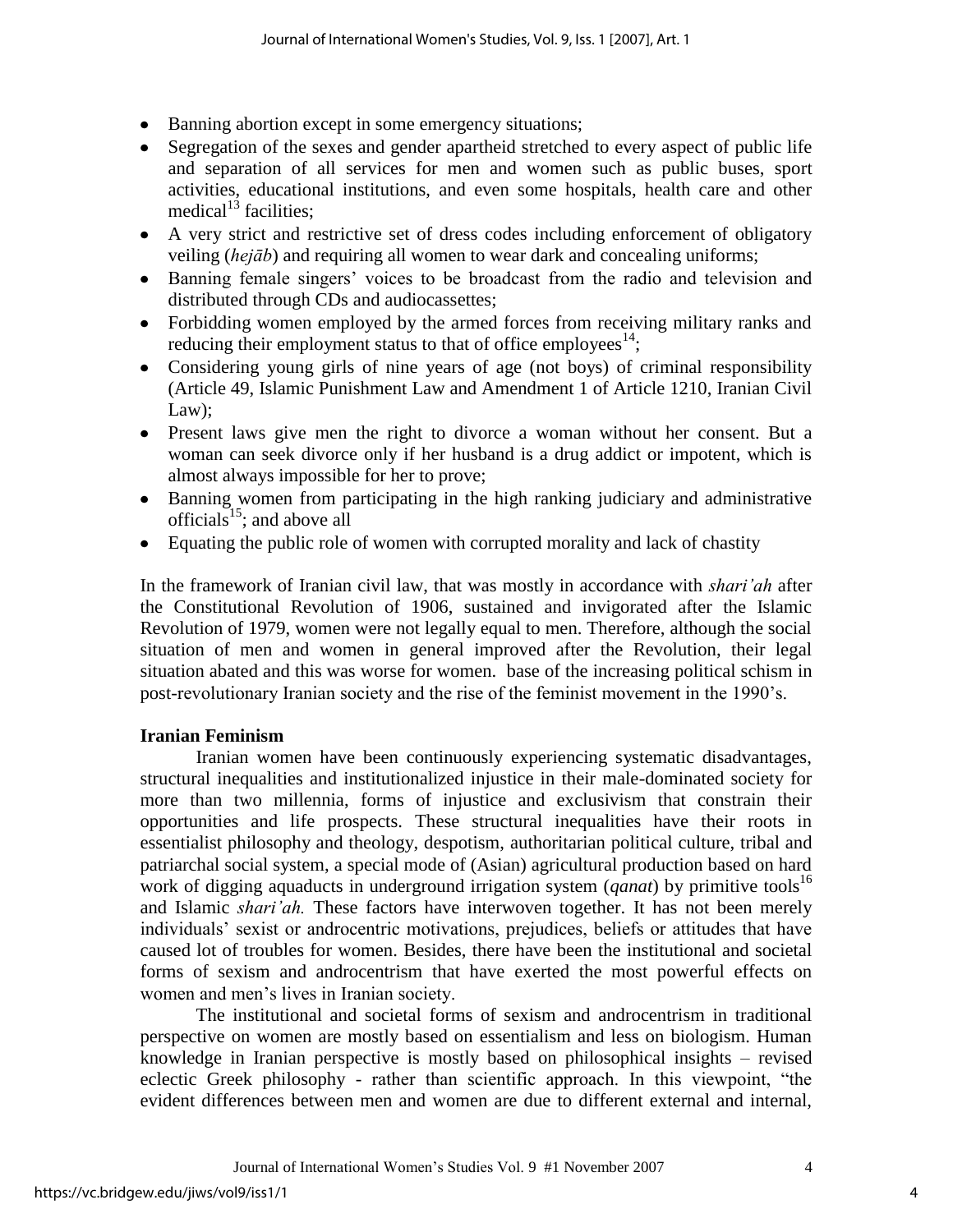- Banning abortion except in some emergency situations;
- Segregation of the sexes and gender apartheid stretched to every aspect of public life and separation of all services for men and women such as public buses, sport activities, educational institutions, and even some hospitals, health care and other medical[13] facilities;
- A very strict and restrictive set of dress codes including enforcement of obligatory veiling (*hejāb*) and requiring all women to wear dark and concealing uniforms;
- Banning female singers' voices to be broadcast from the radio and television and distributed through CDs and audiocassettes;
- Forbidding women employed by the armed forces from receiving military ranks and reducing their employment status to that of office employees[14];
- Considering young girls of nine years of age (not boys) of criminal responsibility (Article 49, Islamic Punishment Law and Amendment 1 of Article 1210, Iranian Civil Law);
- Present laws give men the right to divorce a woman without her consent. But a woman can seek divorce only if her husband is a drug addict or impotent, which is almost always impossible for her to prove;
- Banning women from participating in the high ranking judiciary and administrative officials[15]; and above all
- Equating the public role of women with corrupted morality and lack of chastity

In the framework of Iranian civil law, that was mostly in accordance with *shari'ah* after the Constitutional Revolution of 1906, sustained and invigorated after the Islamic Revolution of 1979, women were not legally equal to men. Therefore, although the social situation of men and women in general improved after the Revolution, their legal situation abated and this was worse for women. base of the increasing political schism in post-revolutionary Iranian society and the rise of the feminist movement in the 1990's.

**Iranian Feminism**

Iranian women have been continuously experiencing systematic disadvantages, structural inequalities and institutionalized injustice in their male-dominated society for more than two millennia, forms of injustice and exclusivism that constrain their opportunities and life prospects. These structural inequalities have their roots in essentialist philosophy and theology, despotism, authoritarian political culture, tribal and patriarchal social system, a special mode of (Asian) agricultural production based on hard work of digging aquaducts in underground irrigation system (*qanat*) by primitive tools[16] and Islamic *shari'ah.* These factors have interwoven together. It has not been merely individuals' sexist or androcentric motivations, prejudices, beliefs or attitudes that have caused lot of troubles for women. Besides, there have been the institutional and societal forms of sexism and androcentrism that have exerted the most powerful effects on women and men's lives in Iranian society.

The institutional and societal forms of sexism and androcentrism in traditional perspective on women are mostly based on essentialism and less on biologism. Human knowledge in Iranian perspective is mostly based on philosophical insights – revised eclectic Greek philosophy - rather than scientific approach. In this viewpoint, "the evident differences between men and women are due to different external and internal,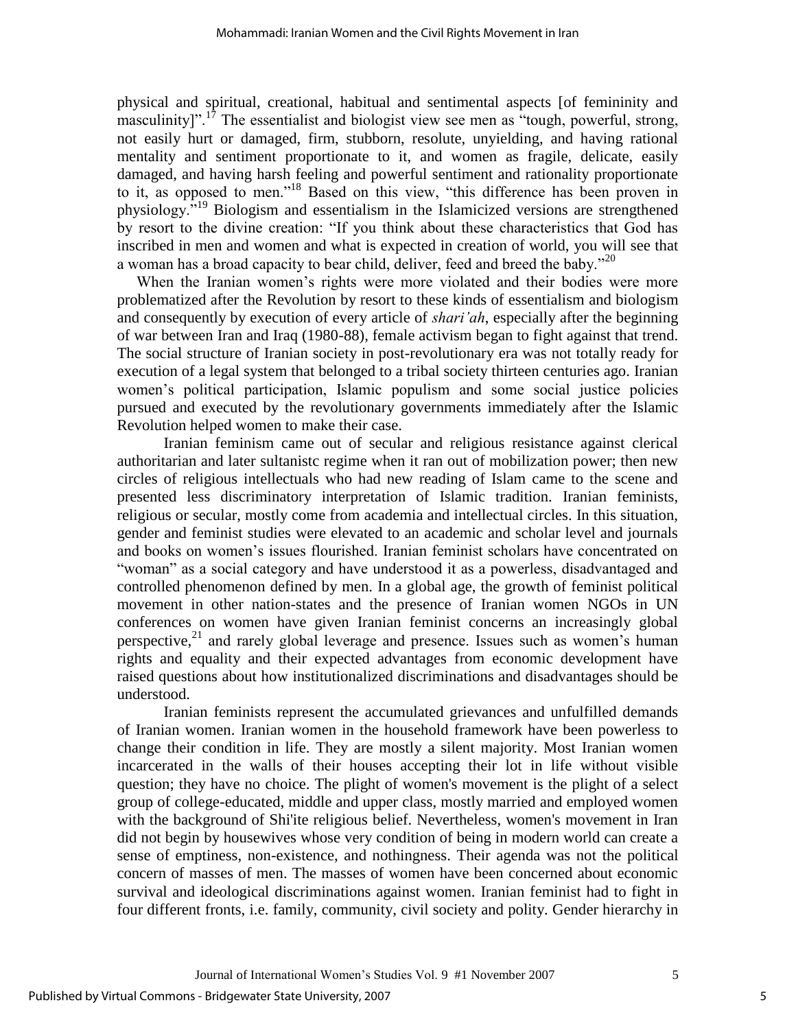physical and spiritual, creational, habitual and sentimental aspects [of femininity and masculinity]".[17] The essentialist and biologist view see men as "tough, powerful, strong, not easily hurt or damaged, firm, stubborn, resolute, unyielding, and having rational mentality and sentiment proportionate to it, and women as fragile, delicate, easily damaged, and having harsh feeling and powerful sentiment and rationality proportionate to it, as opposed to men."[18] Based on this view, "this difference has been proven in physiology."[19] Biologism and essentialism in the Islamicized versions are strengthened by resort to the divine creation: "If you think about these characteristics that God has inscribed in men and women and what is expected in creation of world, you will see that a woman has a broad capacity to bear child, deliver, feed and breed the baby."[20]

When the Iranian women's rights were more violated and their bodies were more problematized after the Revolution by resort to these kinds of essentialism and biologism and consequently by execution of every article of *shari'ah*, especially after the beginning of war between Iran and Iraq (1980-88), female activism began to fight against that trend. The social structure of Iranian society in post-revolutionary era was not totally ready for execution of a legal system that belonged to a tribal society thirteen centuries ago. Iranian women's political participation, Islamic populism and some social justice policies pursued and executed by the revolutionary governments immediately after the Islamic Revolution helped women to make their case.

Iranian feminism came out of secular and religious resistance against clerical authoritarian and later sultanistc regime when it ran out of mobilization power; then new circles of religious intellectuals who had new reading of Islam came to the scene and presented less discriminatory interpretation of Islamic tradition. Iranian feminists, religious or secular, mostly come from academia and intellectual circles. In this situation, gender and feminist studies were elevated to an academic and scholar level and journals and books on women's issues flourished. Iranian feminist scholars have concentrated on "woman" as a social category and have understood it as a powerless, disadvantaged and controlled phenomenon defined by men. In a global age, the growth of feminist political movement in other nation-states and the presence of Iranian women NGOs in UN conferences on women have given Iranian feminist concerns an increasingly global perspective,[21] and rarely global leverage and presence. Issues such as women's human rights and equality and their expected advantages from economic development have raised questions about how institutionalized discriminations and disadvantages should be understood.

Iranian feminists represent the accumulated grievances and unfulfilled demands of Iranian women. Iranian women in the household framework have been powerless to change their condition in life. They are mostly a silent majority. Most Iranian women incarcerated in the walls of their houses accepting their lot in life without visible question; they have no choice. The plight of women's movement is the plight of a select group of college-educated, middle and upper class, mostly married and employed women with the background of Shi'ite religious belief. Nevertheless, women's movement in Iran did not begin by housewives whose very condition of being in modern world can create a sense of emptiness, non-existence, and nothingness. Their agenda was not the political concern of masses of men. The masses of women have been concerned about economic survival and ideological discriminations against women. Iranian feminist had to fight in four different fronts, i.e. family, community, civil society and polity. Gender hierarchy in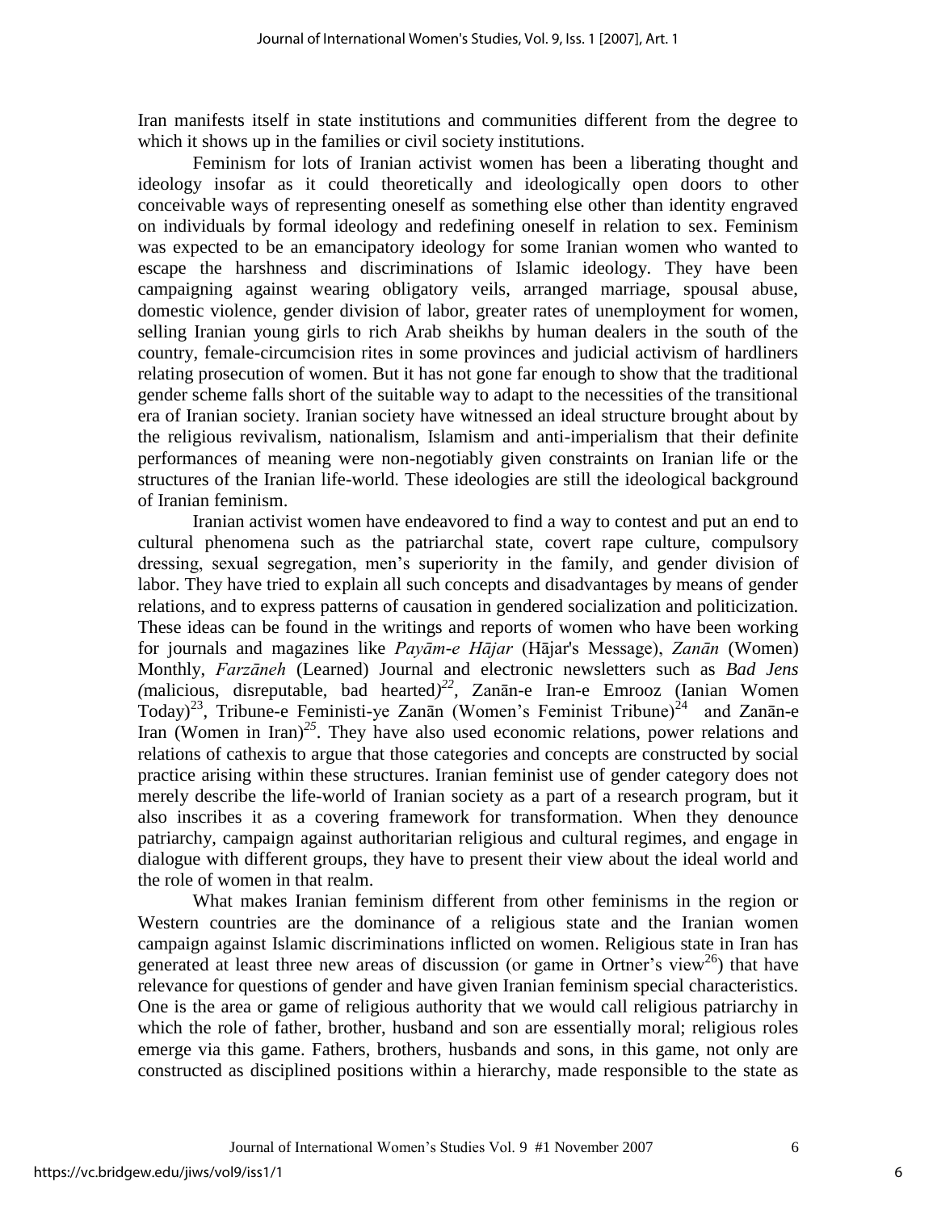Iran manifests itself in state institutions and communities different from the degree to which it shows up in the families or civil society institutions.

Feminism for lots of Iranian activist women has been a liberating thought and ideology insofar as it could theoretically and ideologically open doors to other conceivable ways of representing oneself as something else other than identity engraved on individuals by formal ideology and redefining oneself in relation to sex. Feminism was expected to be an emancipatory ideology for some Iranian women who wanted to escape the harshness and discriminations of Islamic ideology. They have been campaigning against wearing obligatory veils, arranged marriage, spousal abuse, domestic violence, gender division of labor, greater rates of unemployment for women, selling Iranian young girls to rich Arab sheikhs by human dealers in the south of the country, female-circumcision rites in some provinces and judicial activism of hardliners relating prosecution of women. But it has not gone far enough to show that the traditional gender scheme falls short of the suitable way to adapt to the necessities of the transitional era of Iranian society. Iranian society have witnessed an ideal structure brought about by the religious revivalism, nationalism, Islamism and anti-imperialism that their definite performances of meaning were non-negotiably given constraints on Iranian life or the structures of the Iranian life-world. These ideologies are still the ideological background of Iranian feminism.

Iranian activist women have endeavored to find a way to contest and put an end to cultural phenomena such as the patriarchal state, covert rape culture, compulsory dressing, sexual segregation, men's superiority in the family, and gender division of labor. They have tried to explain all such concepts and disadvantages by means of gender relations, and to express patterns of causation in gendered socialization and politicization. These ideas can be found in the writings and reports of women who have been working for journals and magazines like *Payām-e Hājar* (Hājar's Message), *Zanān* (Women) Monthly, *Farzāneh* (Learned) Journal and electronic newsletters such as *Bad Jens* (malicious, disreputable, bad hearted)[22], Zanān-e Iran-e Emrooz (Ianian Women Today)[23], Tribune-e Feministi-ye Zanān (Women's Feminist Tribune)[24] and Zanān-e Iran (Women in Iran)[25]. They have also used economic relations, power relations and relations of cathexis to argue that those categories and concepts are constructed by social practice arising within these structures. Iranian feminist use of gender category does not merely describe the life-world of Iranian society as a part of a research program, but it also inscribes it as a covering framework for transformation. When they denounce patriarchy, campaign against authoritarian religious and cultural regimes, and engage in dialogue with different groups, they have to present their view about the ideal world and the role of women in that realm.

What makes Iranian feminism different from other feminisms in the region or Western countries are the dominance of a religious state and the Iranian women campaign against Islamic discriminations inflicted on women. Religious state in Iran has generated at least three new areas of discussion (or game in Ortner's view[26]) that have relevance for questions of gender and have given Iranian feminism special characteristics. One is the area or game of religious authority that we would call religious patriarchy in which the role of father, brother, husband and son are essentially moral; religious roles emerge via this game. Fathers, brothers, husbands and sons, in this game, not only are constructed as disciplined positions within a hierarchy, made responsible to the state as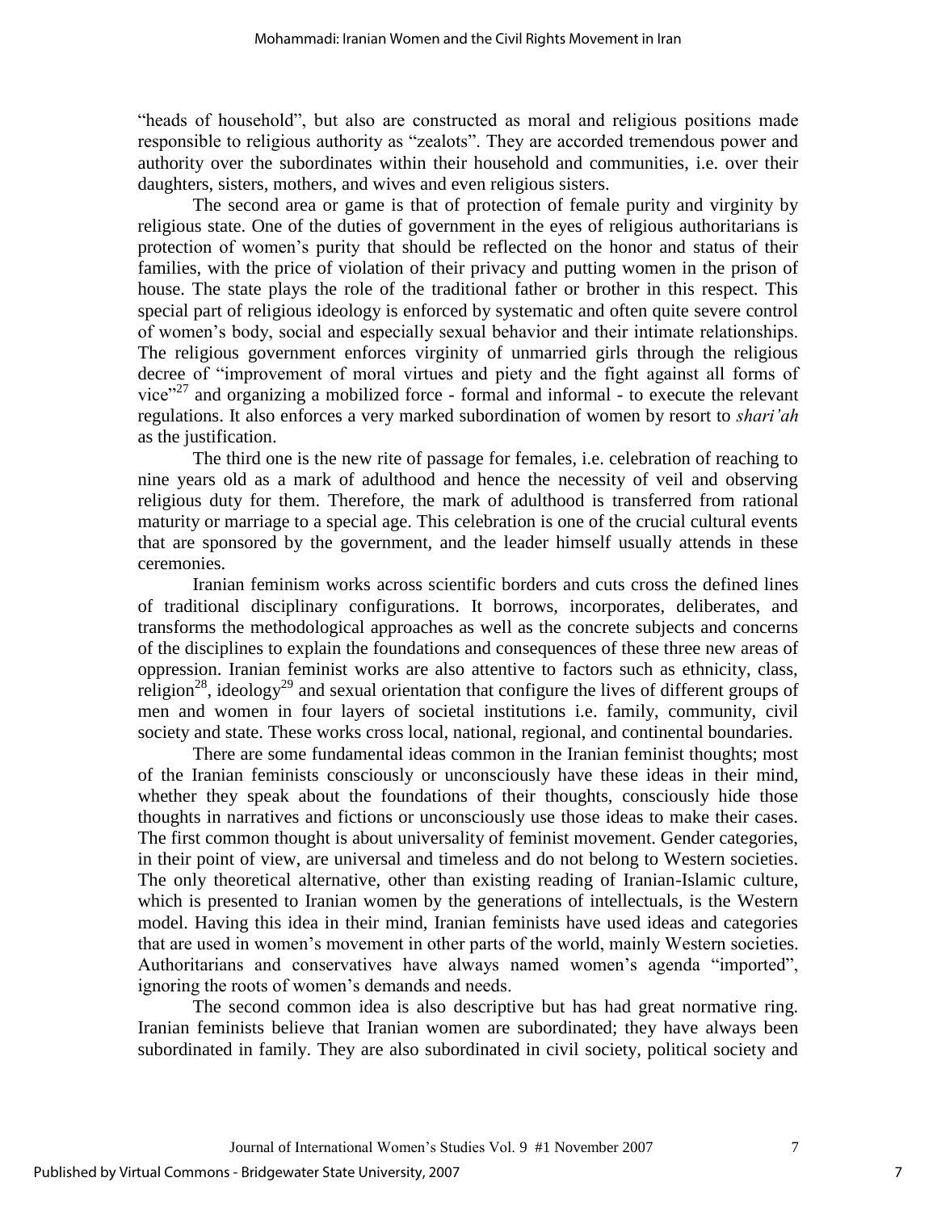"heads of household", but also are constructed as moral and religious positions made responsible to religious authority as "zealots". They are accorded tremendous power and authority over the subordinates within their household and communities, i.e. over their daughters, sisters, mothers, and wives and even religious sisters.

The second area or game is that of protection of female purity and virginity by religious state. One of the duties of government in the eyes of religious authoritarians is protection of women's purity that should be reflected on the honor and status of their families, with the price of violation of their privacy and putting women in the prison of house. The state plays the role of the traditional father or brother in this respect. This special part of religious ideology is enforced by systematic and often quite severe control of women's body, social and especially sexual behavior and their intimate relationships. The religious government enforces virginity of unmarried girls through the religious decree of "improvement of moral virtues and piety and the fight against all forms of vice"[27] and organizing a mobilized force - formal and informal - to execute the relevant regulations. It also enforces a very marked subordination of women by resort to *shari'ah* as the justification.

The third one is the new rite of passage for females, i.e. celebration of reaching to nine years old as a mark of adulthood and hence the necessity of veil and observing religious duty for them. Therefore, the mark of adulthood is transferred from rational maturity or marriage to a special age. This celebration is one of the crucial cultural events that are sponsored by the government, and the leader himself usually attends in these ceremonies.

Iranian feminism works across scientific borders and cuts cross the defined lines of traditional disciplinary configurations. It borrows, incorporates, deliberates, and transforms the methodological approaches as well as the concrete subjects and concerns of the disciplines to explain the foundations and consequences of these three new areas of oppression. Iranian feminist works are also attentive to factors such as ethnicity, class, religion[28], ideology[29] and sexual orientation that configure the lives of different groups of men and women in four layers of societal institutions i.e. family, community, civil society and state. These works cross local, national, regional, and continental boundaries.

There are some fundamental ideas common in the Iranian feminist thoughts; most of the Iranian feminists consciously or unconsciously have these ideas in their mind, whether they speak about the foundations of their thoughts, consciously hide those thoughts in narratives and fictions or unconsciously use those ideas to make their cases. The first common thought is about universality of feminist movement. Gender categories, in their point of view, are universal and timeless and do not belong to Western societies. The only theoretical alternative, other than existing reading of Iranian-Islamic culture, which is presented to Iranian women by the generations of intellectuals, is the Western model. Having this idea in their mind, Iranian feminists have used ideas and categories that are used in women's movement in other parts of the world, mainly Western societies. Authoritarians and conservatives have always named women's agenda "imported", ignoring the roots of women's demands and needs.

The second common idea is also descriptive but has had great normative ring. Iranian feminists believe that Iranian women are subordinated; they have always been subordinated in family. They are also subordinated in civil society, political society and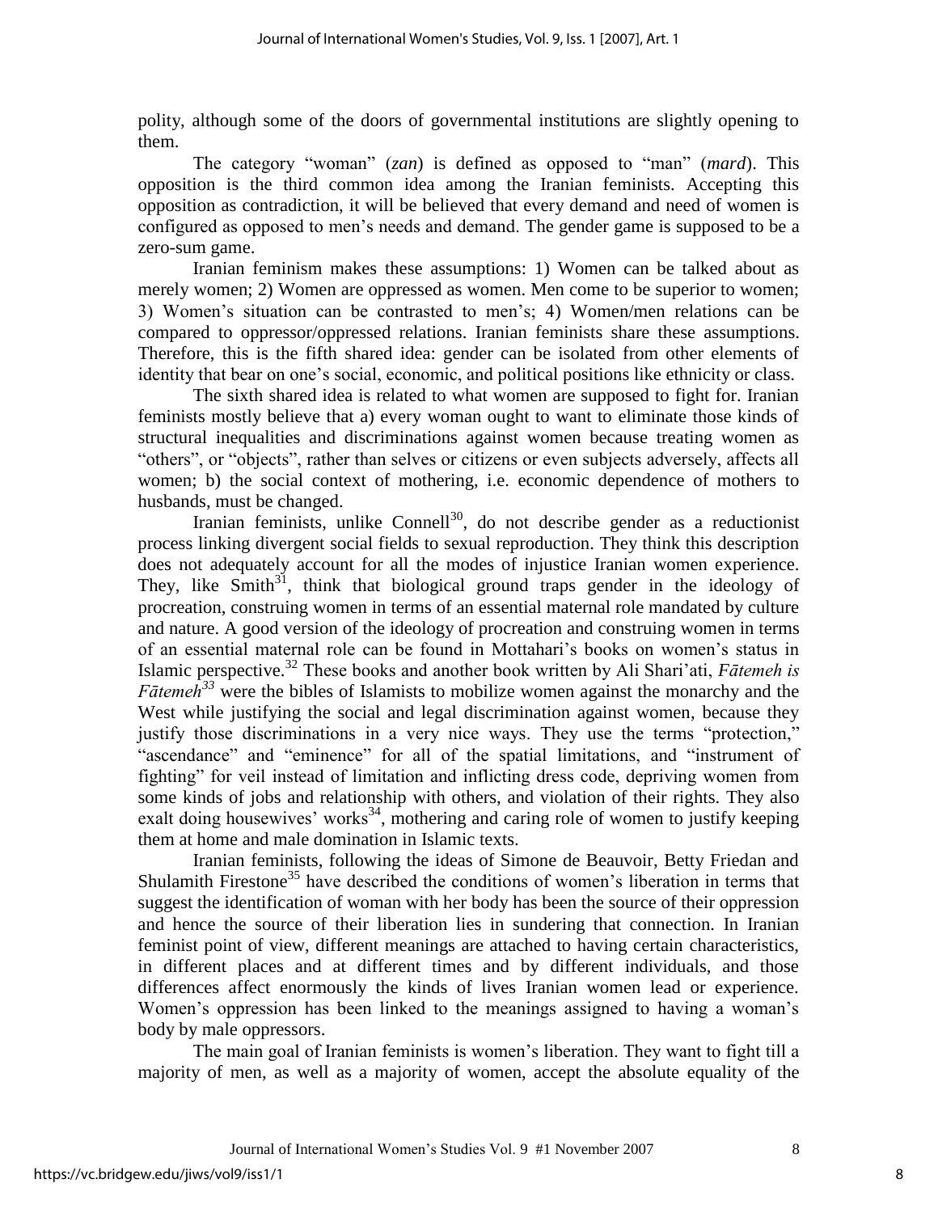polity, although some of the doors of governmental institutions are slightly opening to them.

The category "woman" (*zan*) is defined as opposed to "man" (*mard*). This opposition is the third common idea among the Iranian feminists. Accepting this opposition as contradiction, it will be believed that every demand and need of women is configured as opposed to men's needs and demand. The gender game is supposed to be a zero-sum game.

Iranian feminism makes these assumptions: 1) Women can be talked about as merely women; 2) Women are oppressed as women. Men come to be superior to women; 3) Women's situation can be contrasted to men's; 4) Women/men relations can be compared to oppressor/oppressed relations. Iranian feminists share these assumptions. Therefore, this is the fifth shared idea: gender can be isolated from other elements of identity that bear on one's social, economic, and political positions like ethnicity or class.

The sixth shared idea is related to what women are supposed to fight for. Iranian feminists mostly believe that a) every woman ought to want to eliminate those kinds of structural inequalities and discriminations against women because treating women as "others", or "objects", rather than selves or citizens or even subjects adversely, affects all women; b) the social context of mothering, i.e. economic dependence of mothers to husbands, must be changed.

Iranian feminists, unlike Connell[30], do not describe gender as a reductionist process linking divergent social fields to sexual reproduction. They think this description does not adequately account for all the modes of injustice Iranian women experience. They, like Smith[31], think that biological ground traps gender in the ideology of procreation, construing women in terms of an essential maternal role mandated by culture and nature. A good version of the ideology of procreation and construing women in terms of an essential maternal role can be found in Mottahari's books on women's status in Islamic perspective.[32] These books and another book written by Ali Shari'ati, *Fātemeh is Fātemeh*[33] were the bibles of Islamists to mobilize women against the monarchy and the West while justifying the social and legal discrimination against women, because they justify those discriminations in a very nice ways. They use the terms "protection," "ascendance" and "eminence" for all of the spatial limitations, and "instrument of fighting" for veil instead of limitation and inflicting dress code, depriving women from some kinds of jobs and relationship with others, and violation of their rights. They also exalt doing housewives' works[34], mothering and caring role of women to justify keeping them at home and male domination in Islamic texts.

Iranian feminists, following the ideas of Simone de Beauvoir, Betty Friedan and Shulamith Firestone[35] have described the conditions of women's liberation in terms that suggest the identification of woman with her body has been the source of their oppression and hence the source of their liberation lies in sundering that connection. In Iranian feminist point of view, different meanings are attached to having certain characteristics, in different places and at different times and by different individuals, and those differences affect enormously the kinds of lives Iranian women lead or experience. Women's oppression has been linked to the meanings assigned to having a woman's body by male oppressors.

The main goal of Iranian feminists is women's liberation. They want to fight till a majority of men, as well as a majority of women, accept the absolute equality of the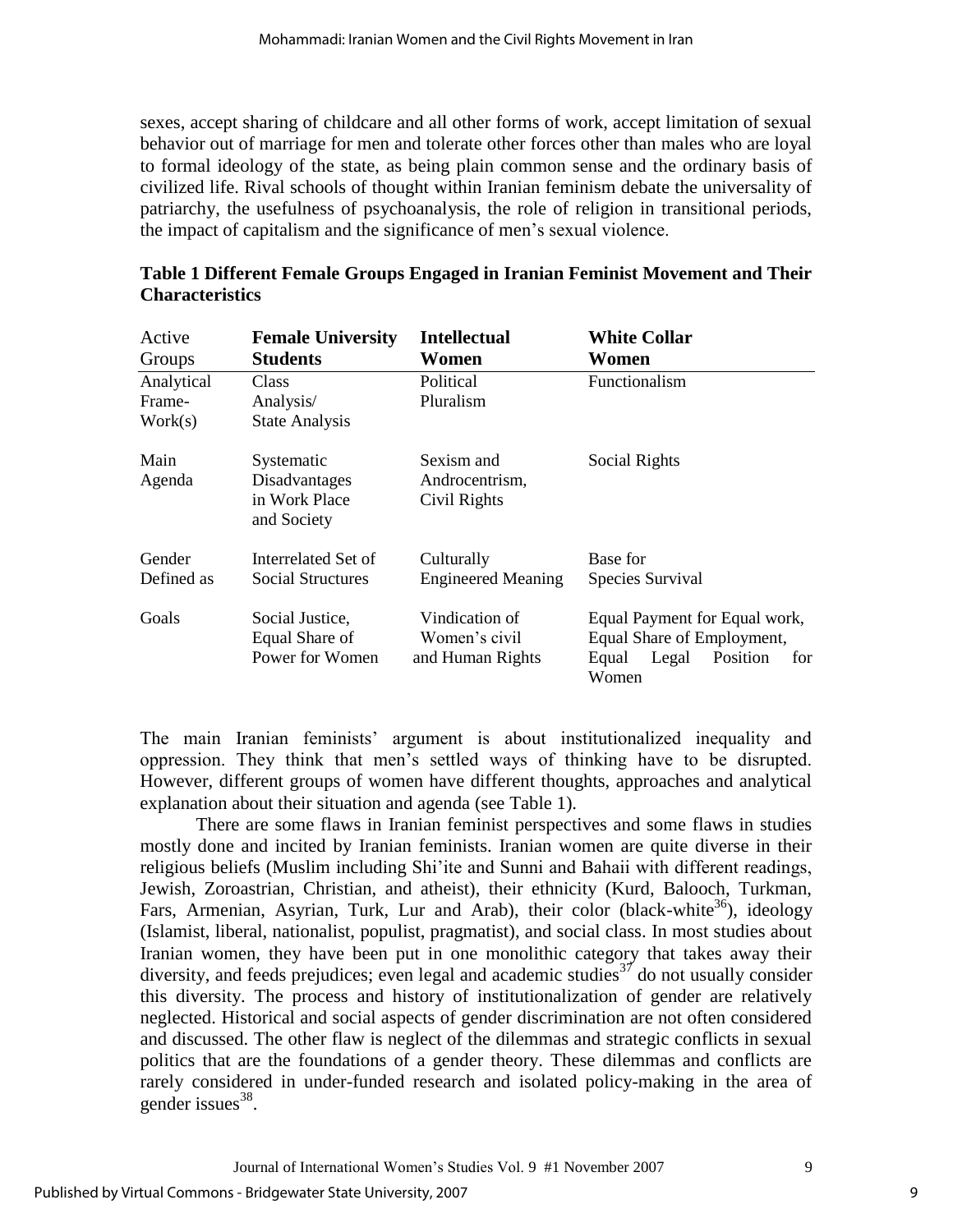sexes, accept sharing of childcare and all other forms of work, accept limitation of sexual behavior out of marriage for men and tolerate other forces other than males who are loyal to formal ideology of the state, as being plain common sense and the ordinary basis of civilized life. Rival schools of thought within Iranian feminism debate the universality of patriarchy, the usefulness of psychoanalysis, the role of religion in transitional periods, the impact of capitalism and the significance of men's sexual violence.

**Table 1 Different Female Groups Engaged in Iranian Feminist Movement and Their Characteristics**

| Active Groups | **Female University Students** | **Intellectual Women** | **White Collar Women** |
|---|---|---|---|
| Analytical Frame-Work(s) | Class Analysis/ State Analysis | Political Pluralism | Functionalism |
| Main Agenda | Systematic Disadvantages in Work Place and Society | Sexism and Androcentrism, Civil Rights | Social Rights |
| Gender Defined as | Interrelated Set of Social Structures | Culturally Engineered Meaning | Base for Species Survival |
| Goals | Social Justice, Equal Share of Power for Women | Vindication of Women's civil and Human Rights | Equal Payment for Equal work, Equal Share of Employment, Equal Legal Position for Women |

The main Iranian feminists' argument is about institutionalized inequality and oppression. They think that men's settled ways of thinking have to be disrupted. However, different groups of women have different thoughts, approaches and analytical explanation about their situation and agenda (see Table 1).

There are some flaws in Iranian feminist perspectives and some flaws in studies mostly done and incited by Iranian feminists. Iranian women are quite diverse in their religious beliefs (Muslim including Shi'ite and Sunni and Bahaii with different readings, Jewish, Zoroastrian, Christian, and atheist), their ethnicity (Kurd, Balooch, Turkman, Fars, Armenian, Asyrian, Turk, Lur and Arab), their color (black-white[36]), ideology (Islamist, liberal, nationalist, populist, pragmatist), and social class. In most studies about Iranian women, they have been put in one monolithic category that takes away their diversity, and feeds prejudices; even legal and academic studies[37] do not usually consider this diversity. The process and history of institutionalization of gender are relatively neglected. Historical and social aspects of gender discrimination are not often considered and discussed. The other flaw is neglect of the dilemmas and strategic conflicts in sexual politics that are the foundations of a gender theory. These dilemmas and conflicts are rarely considered in under-funded research and isolated policy-making in the area of gender issues[38].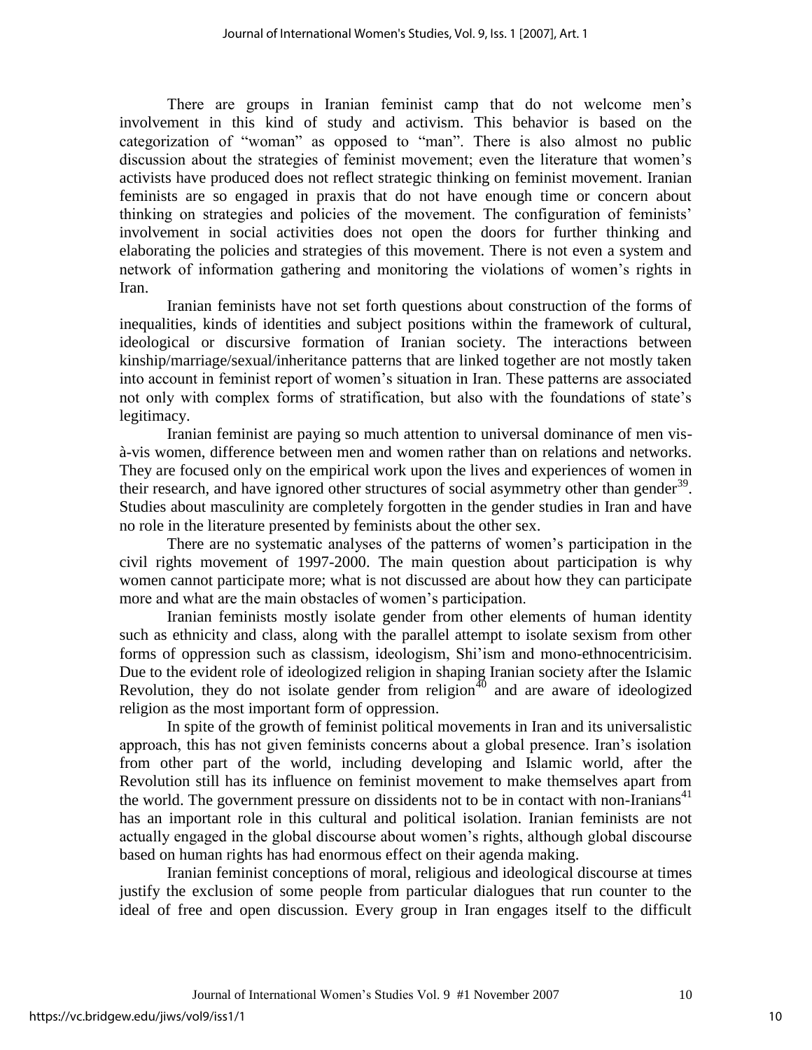There are groups in Iranian feminist camp that do not welcome men's involvement in this kind of study and activism. This behavior is based on the categorization of "woman" as opposed to "man". There is also almost no public discussion about the strategies of feminist movement; even the literature that women's activists have produced does not reflect strategic thinking on feminist movement. Iranian feminists are so engaged in praxis that do not have enough time or concern about thinking on strategies and policies of the movement. The configuration of feminists' involvement in social activities does not open the doors for further thinking and elaborating the policies and strategies of this movement. There is not even a system and network of information gathering and monitoring the violations of women's rights in Iran.

Iranian feminists have not set forth questions about construction of the forms of inequalities, kinds of identities and subject positions within the framework of cultural, ideological or discursive formation of Iranian society. The interactions between kinship/marriage/sexual/inheritance patterns that are linked together are not mostly taken into account in feminist report of women's situation in Iran. These patterns are associated not only with complex forms of stratification, but also with the foundations of state's legitimacy.

Iranian feminist are paying so much attention to universal dominance of men vis-à-vis women, difference between men and women rather than on relations and networks. They are focused only on the empirical work upon the lives and experiences of women in their research, and have ignored other structures of social asymmetry other than gender[39]. Studies about masculinity are completely forgotten in the gender studies in Iran and have no role in the literature presented by feminists about the other sex.

There are no systematic analyses of the patterns of women's participation in the civil rights movement of 1997-2000. The main question about participation is why women cannot participate more; what is not discussed are about how they can participate more and what are the main obstacles of women's participation.

Iranian feminists mostly isolate gender from other elements of human identity such as ethnicity and class, along with the parallel attempt to isolate sexism from other forms of oppression such as classism, ideologism, Shi'ism and mono-ethnocentricisim. Due to the evident role of ideologized religion in shaping Iranian society after the Islamic Revolution, they do not isolate gender from religion[40] and are aware of ideologized religion as the most important form of oppression.

In spite of the growth of feminist political movements in Iran and its universalistic approach, this has not given feminists concerns about a global presence. Iran's isolation from other part of the world, including developing and Islamic world, after the Revolution still has its influence on feminist movement to make themselves apart from the world. The government pressure on dissidents not to be in contact with non-Iranians[41] has an important role in this cultural and political isolation. Iranian feminists are not actually engaged in the global discourse about women's rights, although global discourse based on human rights has had enormous effect on their agenda making.

Iranian feminist conceptions of moral, religious and ideological discourse at times justify the exclusion of some people from particular dialogues that run counter to the ideal of free and open discussion. Every group in Iran engages itself to the difficult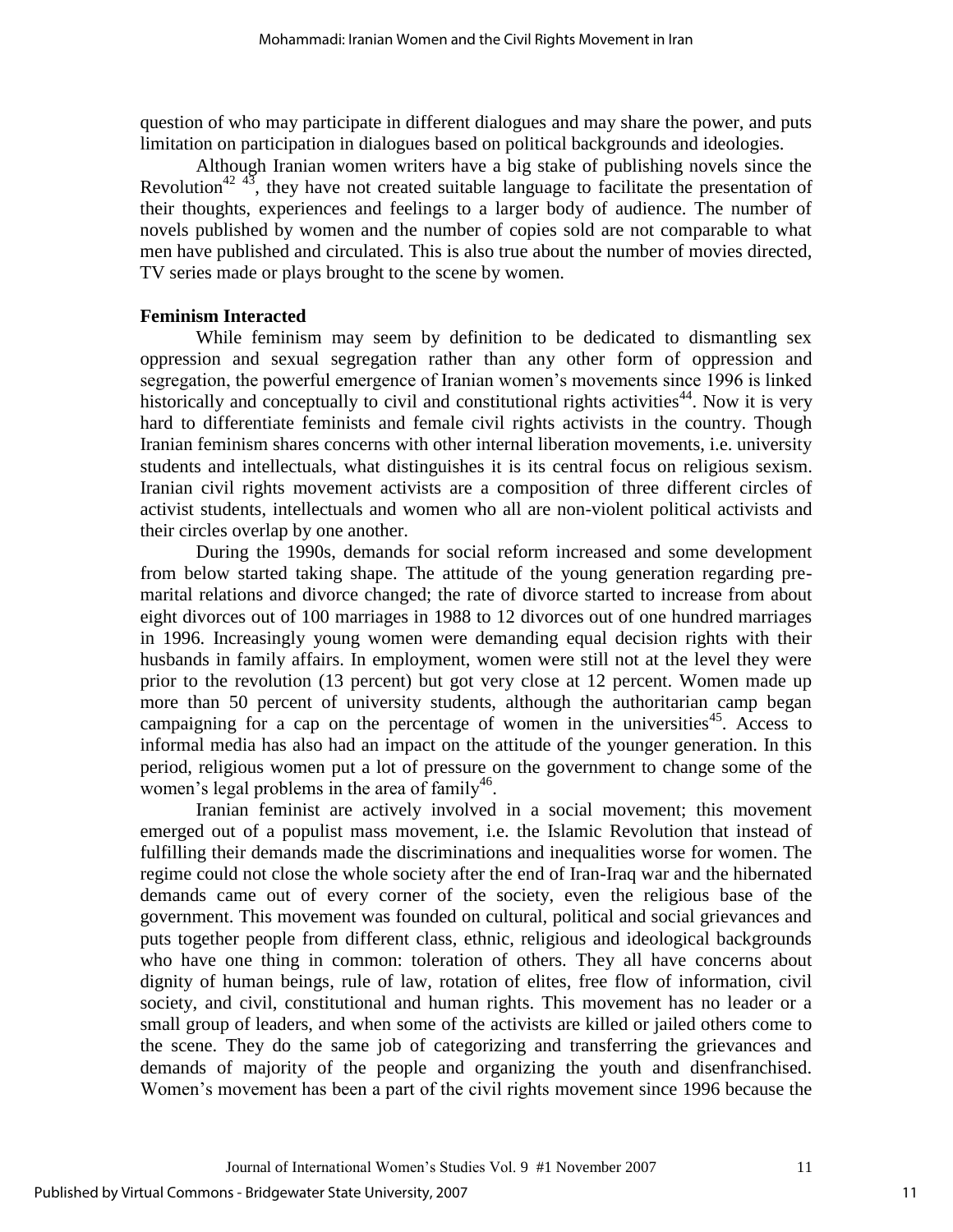question of who may participate in different dialogues and may share the power, and puts limitation on participation in dialogues based on political backgrounds and ideologies.

Although Iranian women writers have a big stake of publishing novels since the Revolution[42 43], they have not created suitable language to facilitate the presentation of their thoughts, experiences and feelings to a larger body of audience. The number of novels published by women and the number of copies sold are not comparable to what men have published and circulated. This is also true about the number of movies directed, TV series made or plays brought to the scene by women.

**Feminism Interacted**

While feminism may seem by definition to be dedicated to dismantling sex oppression and sexual segregation rather than any other form of oppression and segregation, the powerful emergence of Iranian women's movements since 1996 is linked historically and conceptually to civil and constitutional rights activities[44]. Now it is very hard to differentiate feminists and female civil rights activists in the country. Though Iranian feminism shares concerns with other internal liberation movements, i.e. university students and intellectuals, what distinguishes it is its central focus on religious sexism. Iranian civil rights movement activists are a composition of three different circles of activist students, intellectuals and women who all are non-violent political activists and their circles overlap by one another.

During the 1990s, demands for social reform increased and some development from below started taking shape. The attitude of the young generation regarding pre-marital relations and divorce changed; the rate of divorce started to increase from about eight divorces out of 100 marriages in 1988 to 12 divorces out of one hundred marriages in 1996. Increasingly young women were demanding equal decision rights with their husbands in family affairs. In employment, women were still not at the level they were prior to the revolution (13 percent) but got very close at 12 percent. Women made up more than 50 percent of university students, although the authoritarian camp began campaigning for a cap on the percentage of women in the universities[45]. Access to informal media has also had an impact on the attitude of the younger generation. In this period, religious women put a lot of pressure on the government to change some of the women's legal problems in the area of family[46].

Iranian feminist are actively involved in a social movement; this movement emerged out of a populist mass movement, i.e. the Islamic Revolution that instead of fulfilling their demands made the discriminations and inequalities worse for women. The regime could not close the whole society after the end of Iran-Iraq war and the hibernated demands came out of every corner of the society, even the religious base of the government. This movement was founded on cultural, political and social grievances and puts together people from different class, ethnic, religious and ideological backgrounds who have one thing in common: toleration of others. They all have concerns about dignity of human beings, rule of law, rotation of elites, free flow of information, civil society, and civil, constitutional and human rights. This movement has no leader or a small group of leaders, and when some of the activists are killed or jailed others come to the scene. They do the same job of categorizing and transferring the grievances and demands of majority of the people and organizing the youth and disenfranchised. Women's movement has been a part of the civil rights movement since 1996 because the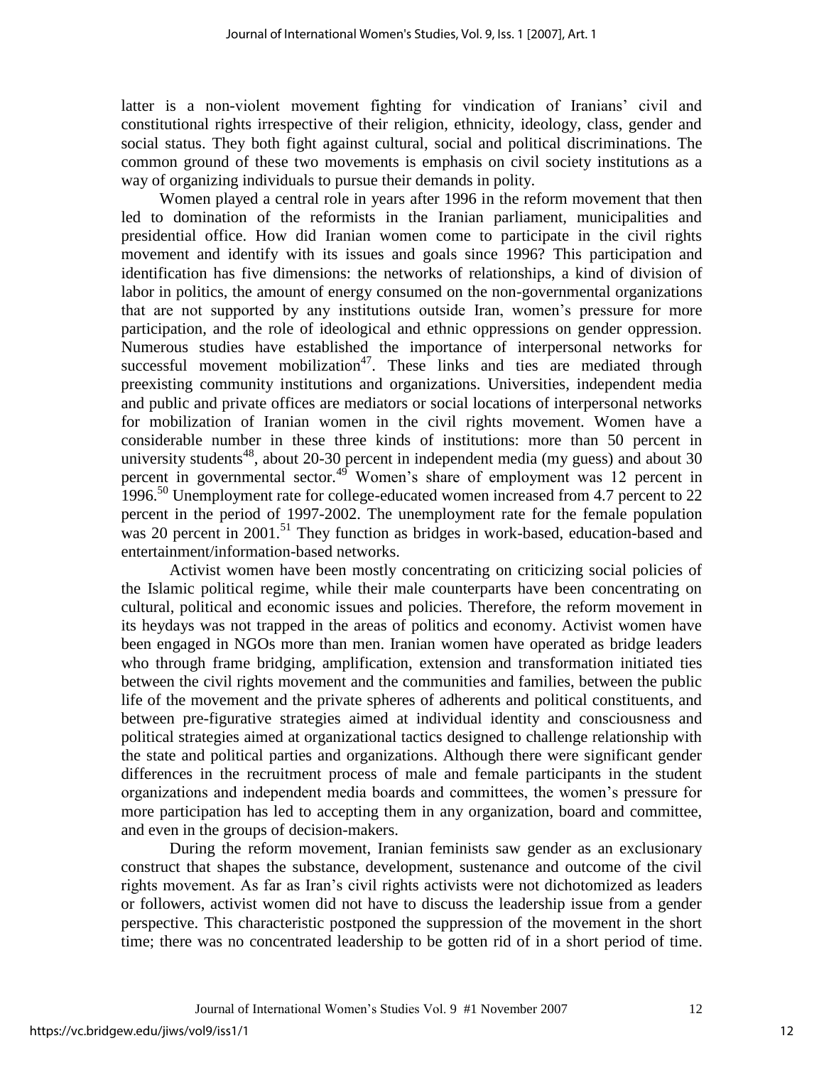latter is a non-violent movement fighting for vindication of Iranians' civil and constitutional rights irrespective of their religion, ethnicity, ideology, class, gender and social status. They both fight against cultural, social and political discriminations. The common ground of these two movements is emphasis on civil society institutions as a way of organizing individuals to pursue their demands in polity.

Women played a central role in years after 1996 in the reform movement that then led to domination of the reformists in the Iranian parliament, municipalities and presidential office. How did Iranian women come to participate in the civil rights movement and identify with its issues and goals since 1996? This participation and identification has five dimensions: the networks of relationships, a kind of division of labor in politics, the amount of energy consumed on the non-governmental organizations that are not supported by any institutions outside Iran, women's pressure for more participation, and the role of ideological and ethnic oppressions on gender oppression. Numerous studies have established the importance of interpersonal networks for successful movement mobilization[47]. These links and ties are mediated through preexisting community institutions and organizations. Universities, independent media and public and private offices are mediators or social locations of interpersonal networks for mobilization of Iranian women in the civil rights movement. Women have a considerable number in these three kinds of institutions: more than 50 percent in university students[48], about 20-30 percent in independent media (my guess) and about 30 percent in governmental sector.[49] Women's share of employment was 12 percent in 1996.[50] Unemployment rate for college-educated women increased from 4.7 percent to 22 percent in the period of 1997-2002. The unemployment rate for the female population was 20 percent in 2001.[51] They function as bridges in work-based, education-based and entertainment/information-based networks.

Activist women have been mostly concentrating on criticizing social policies of the Islamic political regime, while their male counterparts have been concentrating on cultural, political and economic issues and policies. Therefore, the reform movement in its heydays was not trapped in the areas of politics and economy. Activist women have been engaged in NGOs more than men. Iranian women have operated as bridge leaders who through frame bridging, amplification, extension and transformation initiated ties between the civil rights movement and the communities and families, between the public life of the movement and the private spheres of adherents and political constituents, and between pre-figurative strategies aimed at individual identity and consciousness and political strategies aimed at organizational tactics designed to challenge relationship with the state and political parties and organizations. Although there were significant gender differences in the recruitment process of male and female participants in the student organizations and independent media boards and committees, the women's pressure for more participation has led to accepting them in any organization, board and committee, and even in the groups of decision-makers.

During the reform movement, Iranian feminists saw gender as an exclusionary construct that shapes the substance, development, sustenance and outcome of the civil rights movement. As far as Iran's civil rights activists were not dichotomized as leaders or followers, activist women did not have to discuss the leadership issue from a gender perspective. This characteristic postponed the suppression of the movement in the short time; there was no concentrated leadership to be gotten rid of in a short period of time.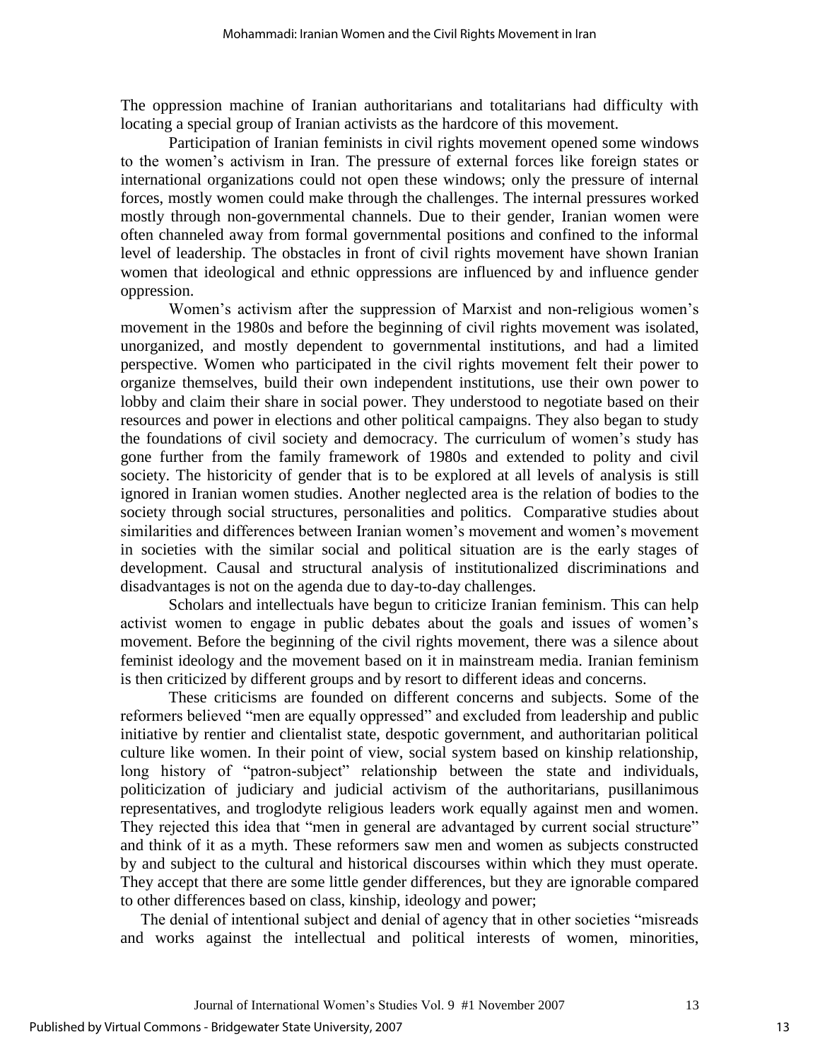The oppression machine of Iranian authoritarians and totalitarians had difficulty with locating a special group of Iranian activists as the hardcore of this movement.

Participation of Iranian feminists in civil rights movement opened some windows to the women's activism in Iran. The pressure of external forces like foreign states or international organizations could not open these windows; only the pressure of internal forces, mostly women could make through the challenges. The internal pressures worked mostly through non-governmental channels. Due to their gender, Iranian women were often channeled away from formal governmental positions and confined to the informal level of leadership. The obstacles in front of civil rights movement have shown Iranian women that ideological and ethnic oppressions are influenced by and influence gender oppression.

Women's activism after the suppression of Marxist and non-religious women's movement in the 1980s and before the beginning of civil rights movement was isolated, unorganized, and mostly dependent to governmental institutions, and had a limited perspective. Women who participated in the civil rights movement felt their power to organize themselves, build their own independent institutions, use their own power to lobby and claim their share in social power. They understood to negotiate based on their resources and power in elections and other political campaigns. They also began to study the foundations of civil society and democracy. The curriculum of women's study has gone further from the family framework of 1980s and extended to polity and civil society. The historicity of gender that is to be explored at all levels of analysis is still ignored in Iranian women studies. Another neglected area is the relation of bodies to the society through social structures, personalities and politics. Comparative studies about similarities and differences between Iranian women's movement and women's movement in societies with the similar social and political situation are is the early stages of development. Causal and structural analysis of institutionalized discriminations and disadvantages is not on the agenda due to day-to-day challenges.

Scholars and intellectuals have begun to criticize Iranian feminism. This can help activist women to engage in public debates about the goals and issues of women's movement. Before the beginning of the civil rights movement, there was a silence about feminist ideology and the movement based on it in mainstream media. Iranian feminism is then criticized by different groups and by resort to different ideas and concerns.

These criticisms are founded on different concerns and subjects. Some of the reformers believed "men are equally oppressed" and excluded from leadership and public initiative by rentier and clientalist state, despotic government, and authoritarian political culture like women. In their point of view, social system based on kinship relationship, long history of "patron-subject" relationship between the state and individuals, politicization of judiciary and judicial activism of the authoritarians, pusillanimous representatives, and troglodyte religious leaders work equally against men and women. They rejected this idea that "men in general are advantaged by current social structure" and think of it as a myth. These reformers saw men and women as subjects constructed by and subject to the cultural and historical discourses within which they must operate. They accept that there are some little gender differences, but they are ignorable compared to other differences based on class, kinship, ideology and power;

The denial of intentional subject and denial of agency that in other societies "misreads and works against the intellectual and political interests of women, minorities,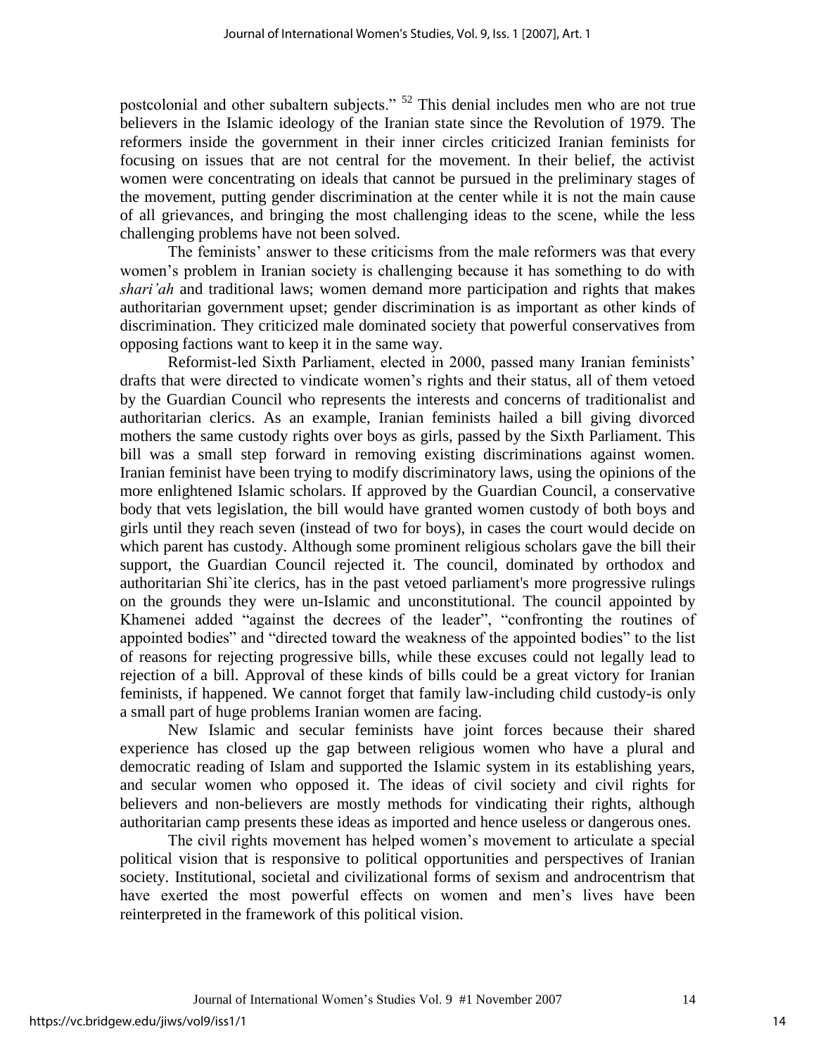postcolonial and other subaltern subjects." [52] This denial includes men who are not true believers in the Islamic ideology of the Iranian state since the Revolution of 1979. The reformers inside the government in their inner circles criticized Iranian feminists for focusing on issues that are not central for the movement. In their belief, the activist women were concentrating on ideals that cannot be pursued in the preliminary stages of the movement, putting gender discrimination at the center while it is not the main cause of all grievances, and bringing the most challenging ideas to the scene, while the less challenging problems have not been solved.

The feminists' answer to these criticisms from the male reformers was that every women's problem in Iranian society is challenging because it has something to do with *shari'ah* and traditional laws; women demand more participation and rights that makes authoritarian government upset; gender discrimination is as important as other kinds of discrimination. They criticized male dominated society that powerful conservatives from opposing factions want to keep it in the same way.

Reformist-led Sixth Parliament, elected in 2000, passed many Iranian feminists' drafts that were directed to vindicate women's rights and their status, all of them vetoed by the Guardian Council who represents the interests and concerns of traditionalist and authoritarian clerics. As an example, Iranian feminists hailed a bill giving divorced mothers the same custody rights over boys as girls, passed by the Sixth Parliament. This bill was a small step forward in removing existing discriminations against women. Iranian feminist have been trying to modify discriminatory laws, using the opinions of the more enlightened Islamic scholars. If approved by the Guardian Council, a conservative body that vets legislation, the bill would have granted women custody of both boys and girls until they reach seven (instead of two for boys), in cases the court would decide on which parent has custody. Although some prominent religious scholars gave the bill their support, the Guardian Council rejected it. The council, dominated by orthodox and authoritarian Shi`ite clerics, has in the past vetoed parliament's more progressive rulings on the grounds they were un-Islamic and unconstitutional. The council appointed by Khamenei added "against the decrees of the leader", "confronting the routines of appointed bodies" and "directed toward the weakness of the appointed bodies" to the list of reasons for rejecting progressive bills, while these excuses could not legally lead to rejection of a bill. Approval of these kinds of bills could be a great victory for Iranian feminists, if happened. We cannot forget that family law-including child custody-is only a small part of huge problems Iranian women are facing.

New Islamic and secular feminists have joint forces because their shared experience has closed up the gap between religious women who have a plural and democratic reading of Islam and supported the Islamic system in its establishing years, and secular women who opposed it. The ideas of civil society and civil rights for believers and non-believers are mostly methods for vindicating their rights, although authoritarian camp presents these ideas as imported and hence useless or dangerous ones.

The civil rights movement has helped women's movement to articulate a special political vision that is responsive to political opportunities and perspectives of Iranian society. Institutional, societal and civilizational forms of sexism and androcentrism that have exerted the most powerful effects on women and men's lives have been reinterpreted in the framework of this political vision.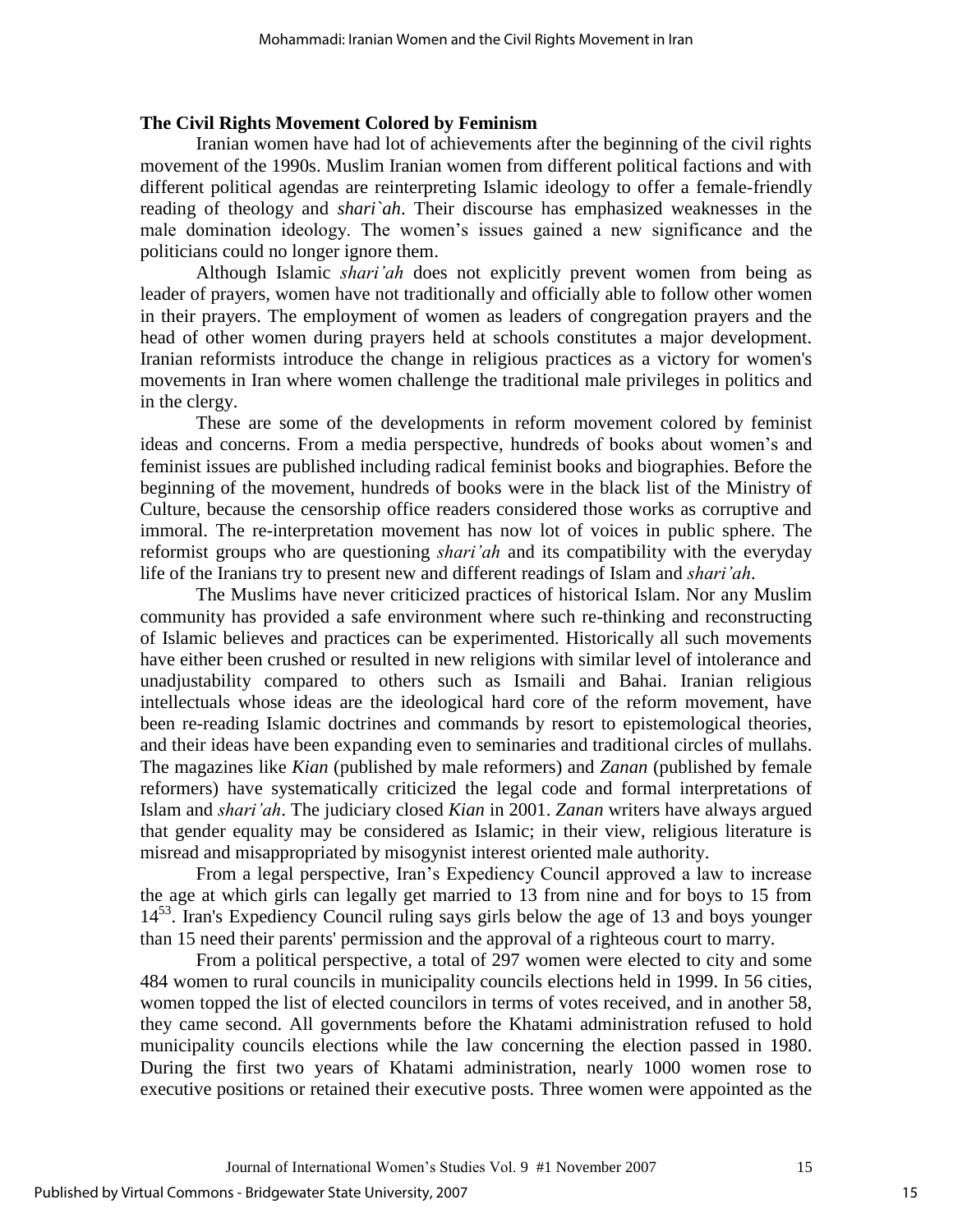### The Civil Rights Movement Colored by Feminism

Iranian women have had lot of achievements after the beginning of the civil rights movement of the 1990s. Muslim Iranian women from different political factions and with different political agendas are reinterpreting Islamic ideology to offer a female-friendly reading of theology and *shari`ah*. Their discourse has emphasized weaknesses in the male domination ideology. The women's issues gained a new significance and the politicians could no longer ignore them.

Although Islamic *shari'ah* does not explicitly prevent women from being as leader of prayers, women have not traditionally and officially able to follow other women in their prayers. The employment of women as leaders of congregation prayers and the head of other women during prayers held at schools constitutes a major development. Iranian reformists introduce the change in religious practices as a victory for women's movements in Iran where women challenge the traditional male privileges in politics and in the clergy.

These are some of the developments in reform movement colored by feminist ideas and concerns. From a media perspective, hundreds of books about women's and feminist issues are published including radical feminist books and biographies. Before the beginning of the movement, hundreds of books were in the black list of the Ministry of Culture, because the censorship office readers considered those works as corruptive and immoral. The re-interpretation movement has now lot of voices in public sphere. The reformist groups who are questioning *shari'ah* and its compatibility with the everyday life of the Iranians try to present new and different readings of Islam and *shari'ah*.

The Muslims have never criticized practices of historical Islam. Nor any Muslim community has provided a safe environment where such re-thinking and reconstructing of Islamic believes and practices can be experimented. Historically all such movements have either been crushed or resulted in new religions with similar level of intolerance and unadjustability compared to others such as Ismaili and Bahai. Iranian religious intellectuals whose ideas are the ideological hard core of the reform movement, have been re-reading Islamic doctrines and commands by resort to epistemological theories, and their ideas have been expanding even to seminaries and traditional circles of mullahs. The magazines like *Kian* (published by male reformers) and *Zanan* (published by female reformers) have systematically criticized the legal code and formal interpretations of Islam and *shari'ah*. The judiciary closed *Kian* in 2001. *Zanan* writers have always argued that gender equality may be considered as Islamic; in their view, religious literature is misread and misappropriated by misogynist interest oriented male authority.

From a legal perspective, Iran's Expediency Council approved a law to increase the age at which girls can legally get married to 13 from nine and for boys to 15 from 14[53]. Iran's Expediency Council ruling says girls below the age of 13 and boys younger than 15 need their parents' permission and the approval of a righteous court to marry.

From a political perspective, a total of 297 women were elected to city and some 484 women to rural councils in municipality councils elections held in 1999. In 56 cities, women topped the list of elected councilors in terms of votes received, and in another 58, they came second. All governments before the Khatami administration refused to hold municipality councils elections while the law concerning the election passed in 1980. During the first two years of Khatami administration, nearly 1000 women rose to executive positions or retained their executive posts. Three women were appointed as the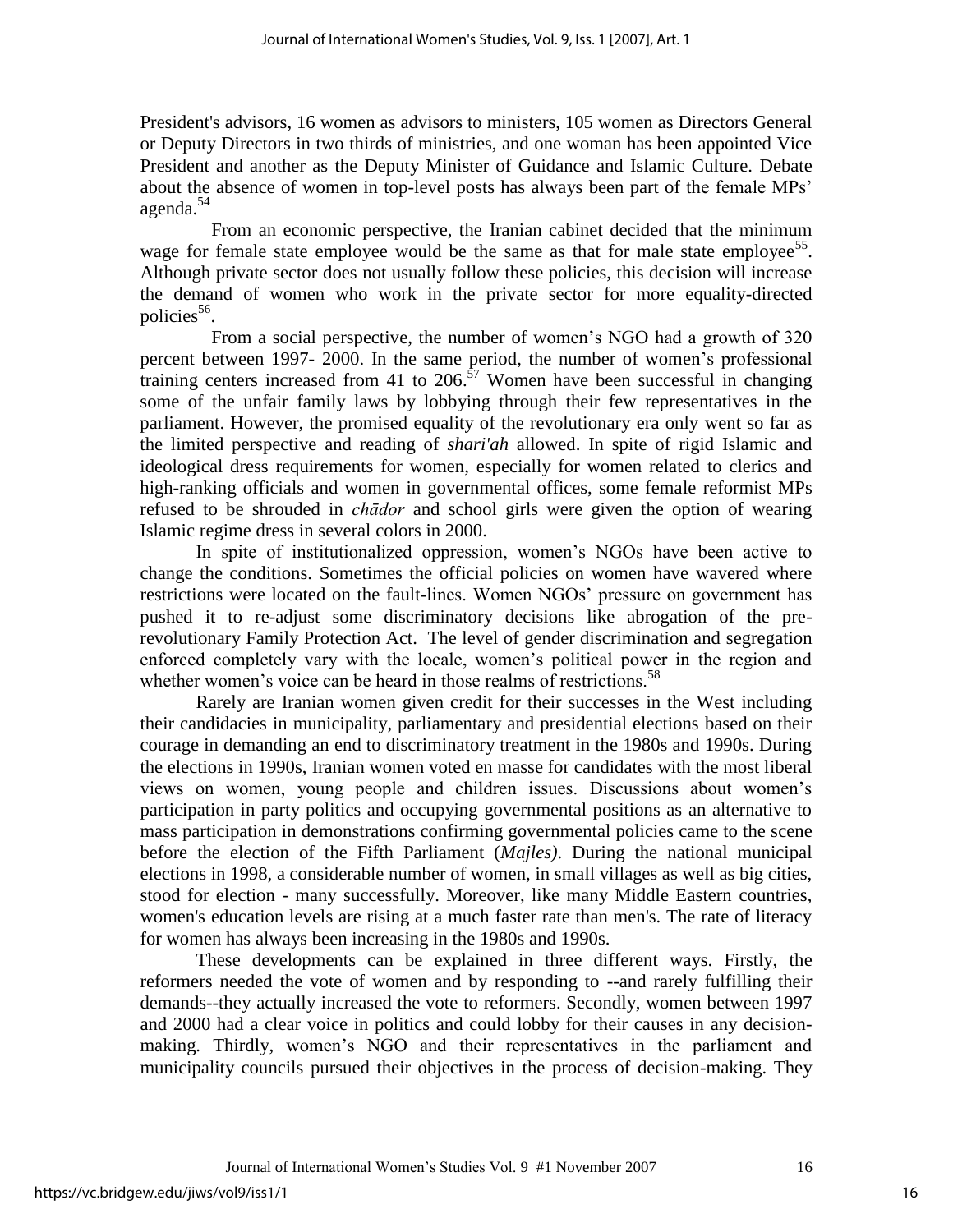President's advisors, 16 women as advisors to ministers, 105 women as Directors General or Deputy Directors in two thirds of ministries, and one woman has been appointed Vice President and another as the Deputy Minister of Guidance and Islamic Culture. Debate about the absence of women in top-level posts has always been part of the female MPs' agenda.[54]

From an economic perspective, the Iranian cabinet decided that the minimum wage for female state employee would be the same as that for male state employee[55]. Although private sector does not usually follow these policies, this decision will increase the demand of women who work in the private sector for more equality-directed policies[56].

From a social perspective, the number of women's NGO had a growth of 320 percent between 1997- 2000. In the same period, the number of women's professional training centers increased from 41 to 206.[57] Women have been successful in changing some of the unfair family laws by lobbying through their few representatives in the parliament. However, the promised equality of the revolutionary era only went so far as the limited perspective and reading of *shari'ah* allowed. In spite of rigid Islamic and ideological dress requirements for women, especially for women related to clerics and high-ranking officials and women in governmental offices, some female reformist MPs refused to be shrouded in *chādor* and school girls were given the option of wearing Islamic regime dress in several colors in 2000.

In spite of institutionalized oppression, women's NGOs have been active to change the conditions. Sometimes the official policies on women have wavered where restrictions were located on the fault-lines. Women NGOs' pressure on government has pushed it to re-adjust some discriminatory decisions like abrogation of the pre-revolutionary Family Protection Act. The level of gender discrimination and segregation enforced completely vary with the locale, women's political power in the region and whether women's voice can be heard in those realms of restrictions.[58]

Rarely are Iranian women given credit for their successes in the West including their candidacies in municipality, parliamentary and presidential elections based on their courage in demanding an end to discriminatory treatment in the 1980s and 1990s. During the elections in 1990s, Iranian women voted en masse for candidates with the most liberal views on women, young people and children issues. Discussions about women's participation in party politics and occupying governmental positions as an alternative to mass participation in demonstrations confirming governmental policies came to the scene before the election of the Fifth Parliament (*Majles)*. During the national municipal elections in 1998, a considerable number of women, in small villages as well as big cities, stood for election - many successfully. Moreover, like many Middle Eastern countries, women's education levels are rising at a much faster rate than men's. The rate of literacy for women has always been increasing in the 1980s and 1990s.

These developments can be explained in three different ways. Firstly, the reformers needed the vote of women and by responding to --and rarely fulfilling their demands--they actually increased the vote to reformers. Secondly, women between 1997 and 2000 had a clear voice in politics and could lobby for their causes in any decision-making. Thirdly, women's NGO and their representatives in the parliament and municipality councils pursued their objectives in the process of decision-making. They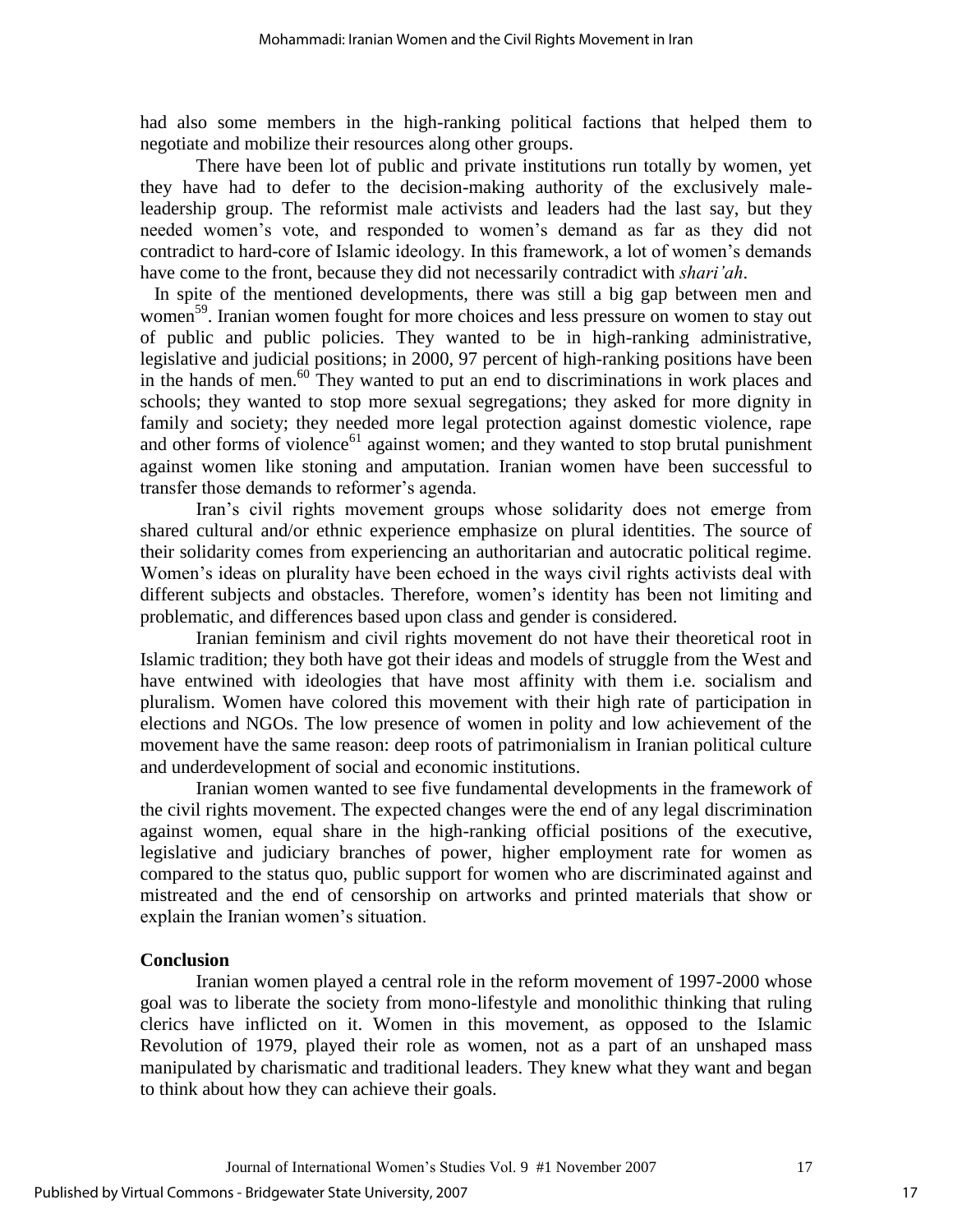had also some members in the high-ranking political factions that helped them to negotiate and mobilize their resources along other groups.

There have been lot of public and private institutions run totally by women, yet they have had to defer to the decision-making authority of the exclusively male-leadership group. The reformist male activists and leaders had the last say, but they needed women's vote, and responded to women's demand as far as they did not contradict to hard-core of Islamic ideology. In this framework, a lot of women's demands have come to the front, because they did not necessarily contradict with *shari'ah*.

In spite of the mentioned developments, there was still a big gap between men and women[59]. Iranian women fought for more choices and less pressure on women to stay out of public and public policies. They wanted to be in high-ranking administrative, legislative and judicial positions; in 2000, 97 percent of high-ranking positions have been in the hands of men.[60] They wanted to put an end to discriminations in work places and schools; they wanted to stop more sexual segregations; they asked for more dignity in family and society; they needed more legal protection against domestic violence, rape and other forms of violence[61] against women; and they wanted to stop brutal punishment against women like stoning and amputation. Iranian women have been successful to transfer those demands to reformer's agenda.

Iran's civil rights movement groups whose solidarity does not emerge from shared cultural and/or ethnic experience emphasize on plural identities. The source of their solidarity comes from experiencing an authoritarian and autocratic political regime. Women's ideas on plurality have been echoed in the ways civil rights activists deal with different subjects and obstacles. Therefore, women's identity has been not limiting and problematic, and differences based upon class and gender is considered.

Iranian feminism and civil rights movement do not have their theoretical root in Islamic tradition; they both have got their ideas and models of struggle from the West and have entwined with ideologies that have most affinity with them i.e. socialism and pluralism. Women have colored this movement with their high rate of participation in elections and NGOs. The low presence of women in polity and low achievement of the movement have the same reason: deep roots of patrimonialism in Iranian political culture and underdevelopment of social and economic institutions.

Iranian women wanted to see five fundamental developments in the framework of the civil rights movement. The expected changes were the end of any legal discrimination against women, equal share in the high-ranking official positions of the executive, legislative and judiciary branches of power, higher employment rate for women as compared to the status quo, public support for women who are discriminated against and mistreated and the end of censorship on artworks and printed materials that show or explain the Iranian women's situation.

## Conclusion

Iranian women played a central role in the reform movement of 1997-2000 whose goal was to liberate the society from mono-lifestyle and monolithic thinking that ruling clerics have inflicted on it. Women in this movement, as opposed to the Islamic Revolution of 1979, played their role as women, not as a part of an unshaped mass manipulated by charismatic and traditional leaders. They knew what they want and began to think about how they can achieve their goals.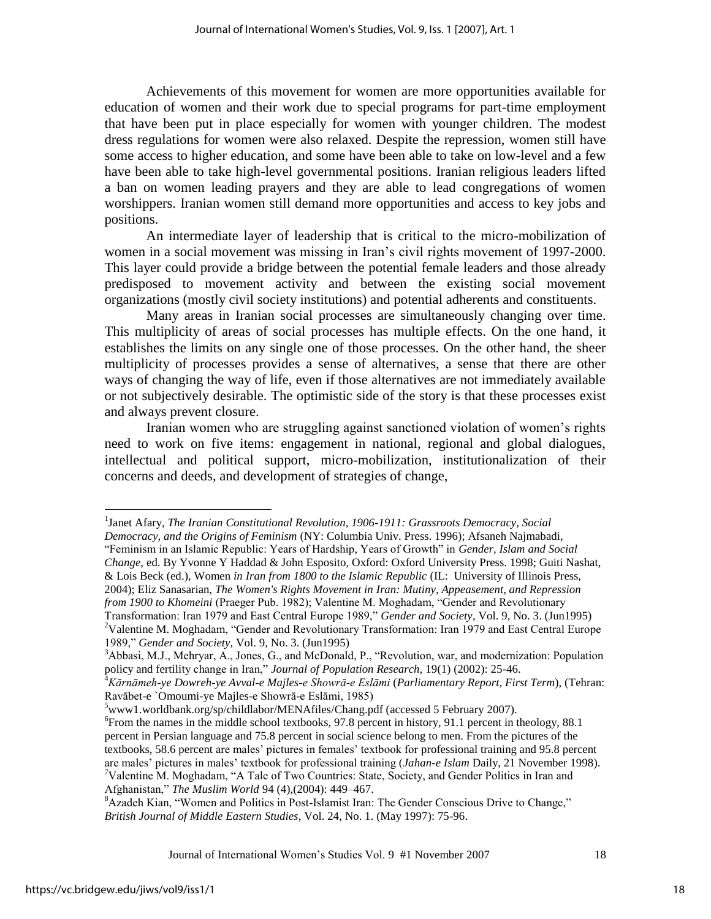Achievements of this movement for women are more opportunities available for education of women and their work due to special programs for part-time employment that have been put in place especially for women with younger children. The modest dress regulations for women were also relaxed. Despite the repression, women still have some access to higher education, and some have been able to take on low-level and a few have been able to take high-level governmental positions. Iranian religious leaders lifted a ban on women leading prayers and they are able to lead congregations of women worshippers. Iranian women still demand more opportunities and access to key jobs and positions.

An intermediate layer of leadership that is critical to the micro-mobilization of women in a social movement was missing in Iran's civil rights movement of 1997-2000. This layer could provide a bridge between the potential female leaders and those already predisposed to movement activity and between the existing social movement organizations (mostly civil society institutions) and potential adherents and constituents.

Many areas in Iranian social processes are simultaneously changing over time. This multiplicity of areas of social processes has multiple effects. On the one hand, it establishes the limits on any single one of those processes. On the other hand, the sheer multiplicity of processes provides a sense of alternatives, a sense that there are other ways of changing the way of life, even if those alternatives are not immediately available or not subjectively desirable. The optimistic side of the story is that these processes exist and always prevent closure.

Iranian women who are struggling against sanctioned violation of women's rights need to work on five items: engagement in national, regional and global dialogues, intellectual and political support, micro-mobilization, institutionalization of their concerns and deeds, and development of strategies of change,

---

[1]Janet Afary, *The Iranian Constitutional Revolution, 1906-1911: Grassroots Democracy, Social Democracy, and the Origins of Feminism* (NY: Columbia Univ. Press. 1996); Afsaneh Najmabadi, "Feminism in an Islamic Republic: Years of Hardship, Years of Growth" in *Gender, Islam and Social Change*, ed. By Yvonne Y Haddad & John Esposito, Oxford: Oxford University Press. 1998; Guiti Nashat, & Lois Beck (ed.), Women *in Iran from 1800 to the Islamic Republic* (IL: University of Illinois Press, 2004); Eliz Sanasarian, *The Women's Rights Movement in Iran: Mutiny, Appeasement, and Repression from 1900 to Khomeini* (Praeger Pub. 1982); Valentine M. Moghadam, "Gender and Revolutionary Transformation: Iran 1979 and East Central Europe 1989," *Gender and Society*, Vol. 9, No. 3. (Jun1995)

[2]Valentine M. Moghadam, "Gender and Revolutionary Transformation: Iran 1979 and East Central Europe 1989," *Gender and Society*, Vol. 9, No. 3. (Jun1995)

[3]Abbasi, M.J., Mehryar, A., Jones, G., and McDonald, P., "Revolution, war, and modernization: Population policy and fertility change in Iran," *Journal of Population Research*, 19(1) (2002): 25-46.

[4]*Kārnāmeh-ye Dowreh-ye Avval-e Majles-e Showrā-e Eslāmi* (*Parliamentary Report, First Term*), (Tehran: Ravābet-e `Omoumi-ye Majles-e Showrā-e Eslāmi, 1985)

[5]www1.worldbank.org/sp/childlabor/MENAfiles/Chang.pdf (accessed 5 February 2007).

[6]From the names in the middle school textbooks, 97.8 percent in history, 91.1 percent in theology, 88.1 percent in Persian language and 75.8 percent in social science belong to men. From the pictures of the textbooks, 58.6 percent are males' pictures in females' textbook for professional training and 95.8 percent are males' pictures in males' textbook for professional training (*Jahan-e Islam* Daily, 21 November 1998).

[7]Valentine M. Moghadam, "A Tale of Two Countries: State, Society, and Gender Politics in Iran and Afghanistan," *The Muslim World* 94 (4),(2004): 449–467.

[8]Azadeh Kian, "Women and Politics in Post-Islamist Iran: The Gender Conscious Drive to Change," *British Journal of Middle Eastern Studies*, Vol. 24, No. 1. (May 1997): 75-96.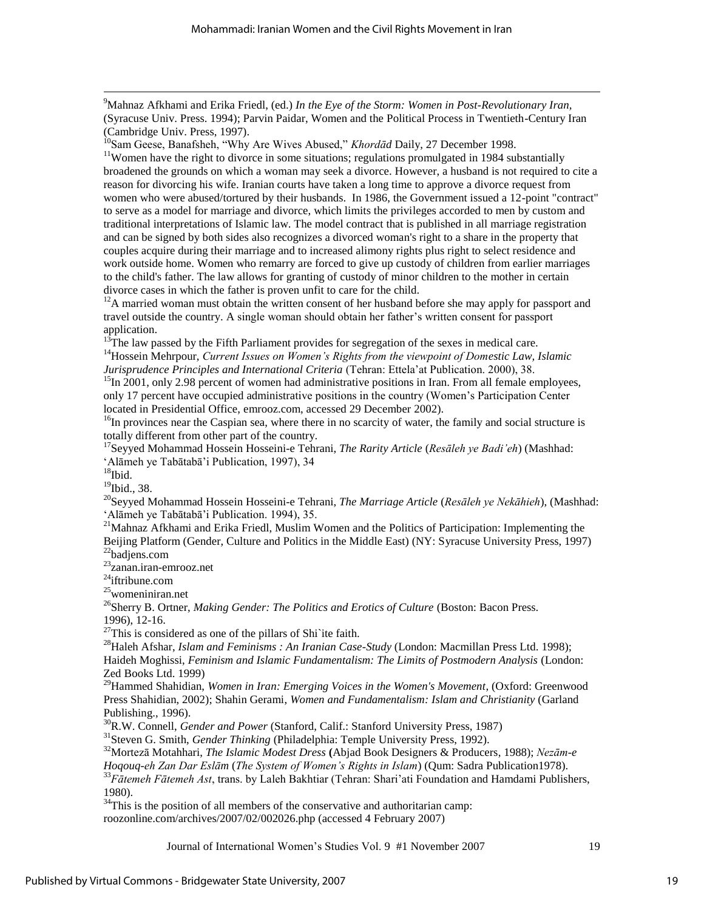[9]Mahnaz Afkhami and Erika Friedl, (ed.) *In the Eye of the Storm: Women in Post-Revolutionary Iran,* (Syracuse Univ. Press. 1994); Parvin Paidar, Women and the Political Process in Twentieth-Century Iran (Cambridge Univ. Press, 1997).

[10]Sam Geese, Banafsheh, "Why Are Wives Abused," *Khordād* Daily, 27 December 1998.

[11]Women have the right to divorce in some situations; regulations promulgated in 1984 substantially broadened the grounds on which a woman may seek a divorce. However, a husband is not required to cite a reason for divorcing his wife. Iranian courts have taken a long time to approve a divorce request from women who were abused/tortured by their husbands. In 1986, the Government issued a 12-point "contract" to serve as a model for marriage and divorce, which limits the privileges accorded to men by custom and traditional interpretations of Islamic law. The model contract that is published in all marriage registration and can be signed by both sides also recognizes a divorced woman's right to a share in the property that couples acquire during their marriage and to increased alimony rights plus right to select residence and work outside home. Women who remarry are forced to give up custody of children from earlier marriages to the child's father. The law allows for granting of custody of minor children to the mother in certain divorce cases in which the father is proven unfit to care for the child.

[12]A married woman must obtain the written consent of her husband before she may apply for passport and travel outside the country. A single woman should obtain her father's written consent for passport application.

[13]The law passed by the Fifth Parliament provides for segregation of the sexes in medical care.

[14]Hossein Mehrpour, *Current Issues on Women's Rights from the viewpoint of Domestic Law, Islamic Jurisprudence Principles and International Criteria* (Tehran: Ettela'at Publication. 2000), 38.

[15]In 2001, only 2.98 percent of women had administrative positions in Iran. From all female employees, only 17 percent have occupied administrative positions in the country (Women's Participation Center located in Presidential Office, emrooz.com, accessed 29 December 2002).

[16]In provinces near the Caspian sea, where there in no scarcity of water, the family and social structure is totally different from other part of the country.

[17]Seyyed Mohammad Hossein Hosseini-e Tehrani, *The Rarity Article* (*Resāleh ye Badi'eh*) (Mashhad: 'Alāmeh ye Tabātabā'i Publication, 1997), 34

[18]Ibid.

[19]Ibid., 38.

[20]Seyyed Mohammad Hossein Hosseini-e Tehrani, *The Marriage Article* (*Resāleh ye Nekāhieh*), (Mashhad: 'Alāmeh ye Tabātabā'i Publication. 1994), 35.

[21]Mahnaz Afkhami and Erika Friedl, Muslim Women and the Politics of Participation: Implementing the Beijing Platform (Gender, Culture and Politics in the Middle East) (NY: Syracuse University Press, 1997)

[22]badjens.com

[23]zanan.iran-emrooz.net

[24]iftribune.com

[25]womeniniran.net

[26]Sherry B. Ortner, *Making Gender: The Politics and Erotics of Culture* (Boston: Bacon Press. 1996), 12-16.

[27]This is considered as one of the pillars of Shi`ite faith.

[28]Haleh Afshar, *Islam and Feminisms : An Iranian Case-Study* (London: Macmillan Press Ltd. 1998); Haideh Moghissi, *Feminism and Islamic Fundamentalism: The Limits of Postmodern Analysis* (London: Zed Books Ltd. 1999)

[29]Hammed Shahidian, *Women in Iran: Emerging Voices in the Women's Movement*, (Oxford: Greenwood Press Shahidian, 2002); Shahin Gerami, *Women and Fundamentalism: Islam and Christianity* (Garland Publishing., 1996).

[30]R.W. Connell, *Gender and Power* (Stanford, Calif.: Stanford University Press, 1987)

[31]Steven G. Smith, *Gender Thinking* (Philadelphia: Temple University Press, 1992).

[32]Morteză Motahhari, *The Islamic Modest Dress* (Abjad Book Designers & Producers, 1988); *Nezām-e Hoqouq-eh Zan Dar Eslām* (*The System of Women's Rights in Islam*) (Qum: Sadra Publication1978).

[33]*Fātemeh Fātemeh Ast*, trans. by Laleh Bakhtiar (Tehran: Shari'ati Foundation and Hamdami Publishers, 1980).

[34]This is the position of all members of the conservative and authoritarian camp: roozonline.com/archives/2007/02/002026.php (accessed 4 February 2007)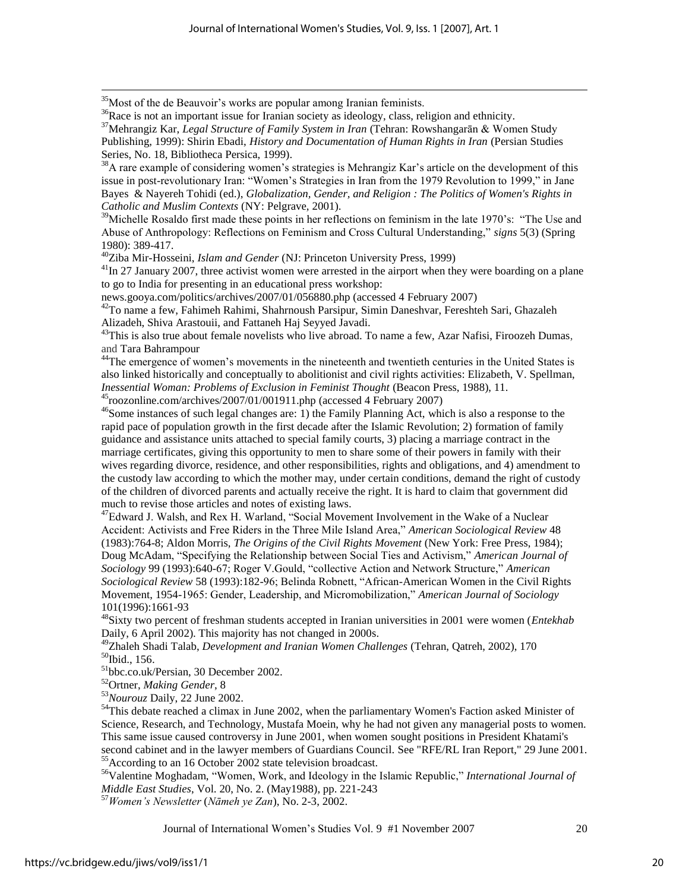[35]Most of the de Beauvoir's works are popular among Iranian feminists.

[36]Race is not an important issue for Iranian society as ideology, class, religion and ethnicity.

[37]Mehrangiz Kar, *Legal Structure of Family System in Iran* (Tehran: Rowshangarān & Women Study Publishing, 1999): Shirin Ebadi, *History and Documentation of Human Rights in Iran* (Persian Studies Series, No. 18, Bibliotheca Persica, 1999).

[38]A rare example of considering women's strategies is Mehrangiz Kar's article on the development of this issue in post-revolutionary Iran: "Women's Strategies in Iran from the 1979 Revolution to 1999," in Jane Bayes & Nayereh Tohidi (ed.), *Globalization, Gender, and Religion : The Politics of Women's Rights in Catholic and Muslim Contexts* (NY: Pelgrave, 2001).

[39]Michelle Rosaldo first made these points in her reflections on feminism in the late 1970's: "The Use and Abuse of Anthropology: Reflections on Feminism and Cross Cultural Understanding," *signs* 5(3) (Spring 1980): 389-417.

[40]Ziba Mir-Hosseini, *Islam and Gender* (NJ: Princeton University Press, 1999)

[41]In 27 January 2007, three activist women were arrested in the airport when they were boarding on a plane to go to India for presenting in an educational press workshop: news.gooya.com/politics/archives/2007/01/056880.php (accessed 4 February 2007)

[42]To name a few, Fahimeh Rahimi, Shahrnoush Parsipur, Simin Daneshvar, Fereshteh Sari, Ghazaleh Alizadeh, Shiva Arastouii, and Fattaneh Haj Seyyed Javadi.

[43]This is also true about female novelists who live abroad. To name a few, Azar Nafisi, Firoozeh Dumas, and Tara Bahrampour

[44]The emergence of women's movements in the nineteenth and twentieth centuries in the United States is also linked historically and conceptually to abolitionist and civil rights activities: Elizabeth, V. Spellman, *Inessential Woman: Problems of Exclusion in Feminist Thought* (Beacon Press, 1988), 11.

[45]roozonline.com/archives/2007/01/001911.php (accessed 4 February 2007)

[46]Some instances of such legal changes are: 1) the Family Planning Act, which is also a response to the rapid pace of population growth in the first decade after the Islamic Revolution; 2) formation of family guidance and assistance units attached to special family courts, 3) placing a marriage contract in the marriage certificates, giving this opportunity to men to share some of their powers in family with their wives regarding divorce, residence, and other responsibilities, rights and obligations, and 4) amendment to the custody law according to which the mother may, under certain conditions, demand the right of custody of the children of divorced parents and actually receive the right. It is hard to claim that government did much to revise those articles and notes of existing laws.

[47]Edward J. Walsh, and Rex H. Warland, "Social Movement Involvement in the Wake of a Nuclear Accident: Activists and Free Riders in the Three Mile Island Area," *American Sociological Review* 48 (1983):764-8; Aldon Morris, *The Origins of the Civil Rights Movement* (New York: Free Press, 1984); Doug McAdam, "Specifying the Relationship between Social Ties and Activism," *American Journal of Sociology* 99 (1993):640-67; Roger V.Gould, "collective Action and Network Structure," *American Sociological Review* 58 (1993):182-96; Belinda Robnett, "African-American Women in the Civil Rights Movement, 1954-1965: Gender, Leadership, and Micromobilization," *American Journal of Sociology* 101(1996):1661-93

[48]Sixty two percent of freshman students accepted in Iranian universities in 2001 were women (*Entekhab* Daily, 6 April 2002). This majority has not changed in 2000s.

[49]Zhaleh Shadi Talab, *Development and Iranian Women Challenges* (Tehran, Qatreh, 2002), 170

[50]Ibid., 156.

[51]bbc.co.uk/Persian, 30 December 2002.

[52]Ortner, *Making Gender*, 8

[53]*Nourouz* Daily, 22 June 2002.

[54]This debate reached a climax in June 2002, when the parliamentary Women's Faction asked Minister of Science, Research, and Technology, Mustafa Moein, why he had not given any managerial posts to women. This same issue caused controversy in June 2001, when women sought positions in President Khatami's second cabinet and in the lawyer members of Guardians Council. See "RFE/RL Iran Report," 29 June 2001.

[55]According to an 16 October 2002 state television broadcast.

[56]Valentine Moghadam, "Women, Work, and Ideology in the Islamic Republic," *International Journal of Middle East Studies*, Vol. 20, No. 2. (May1988), pp. 221-243

[57]*Women's Newsletter* (*Nāmeh ye Zan*), No. 2-3, 2002.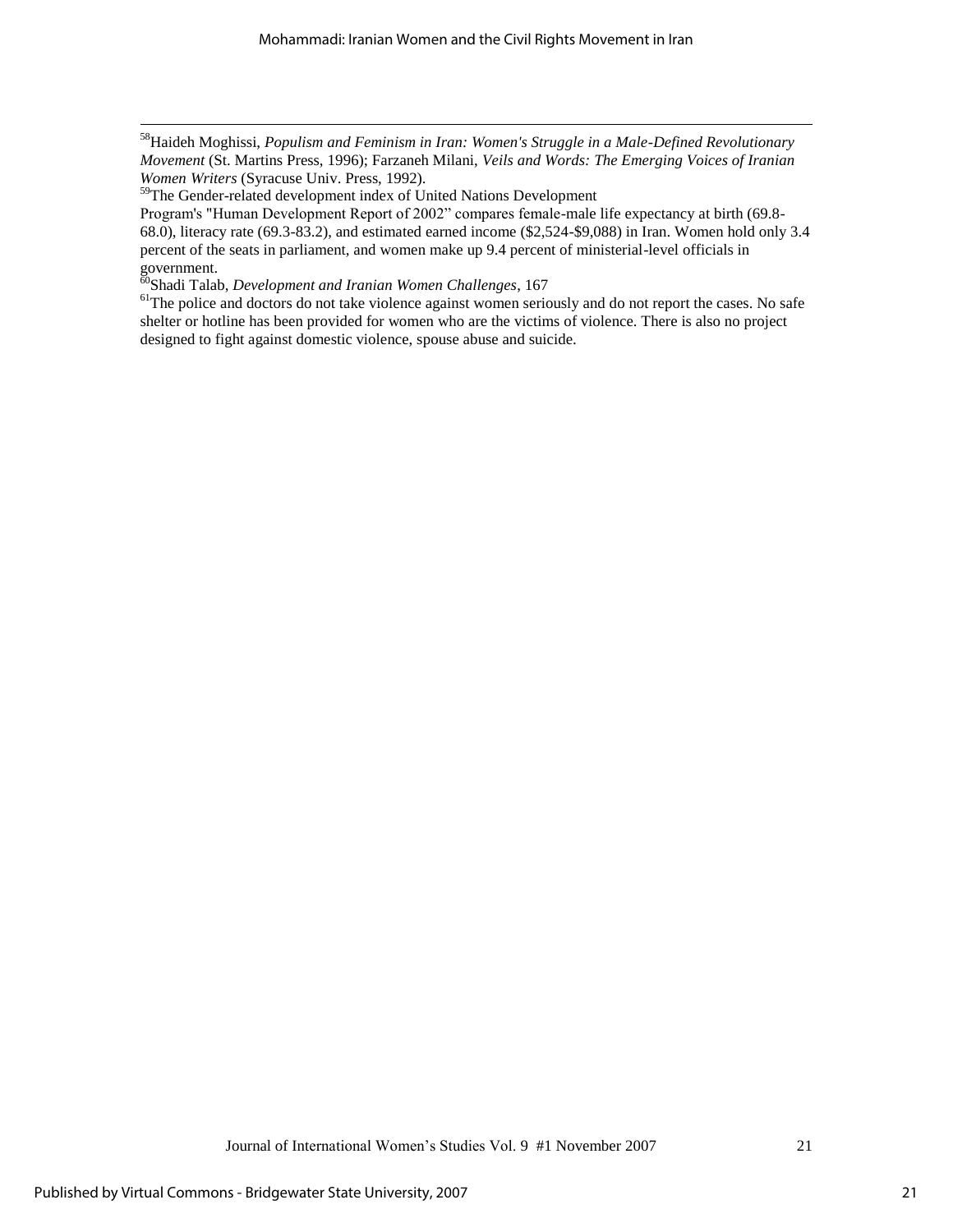[58]Haideh Moghissi, *Populism and Feminism in Iran: Women's Struggle in a Male-Defined Revolutionary Movement* (St. Martins Press, 1996); Farzaneh Milani, *Veils and Words: The Emerging Voices of Iranian Women Writers* (Syracuse Univ. Press, 1992).

[59]The Gender-related development index of United Nations Development Program's "Human Development Report of 2002" compares female-male life expectancy at birth (69.8-68.0), literacy rate (69.3-83.2), and estimated earned income ($2,524-$9,088) in Iran. Women hold only 3.4 percent of the seats in parliament, and women make up 9.4 percent of ministerial-level officials in government.

[60]Shadi Talab, *Development and Iranian Women Challenges*, 167

[61]The police and doctors do not take violence against women seriously and do not report the cases. No safe shelter or hotline has been provided for women who are the victims of violence. There is also no project designed to fight against domestic violence, spouse abuse and suicide.